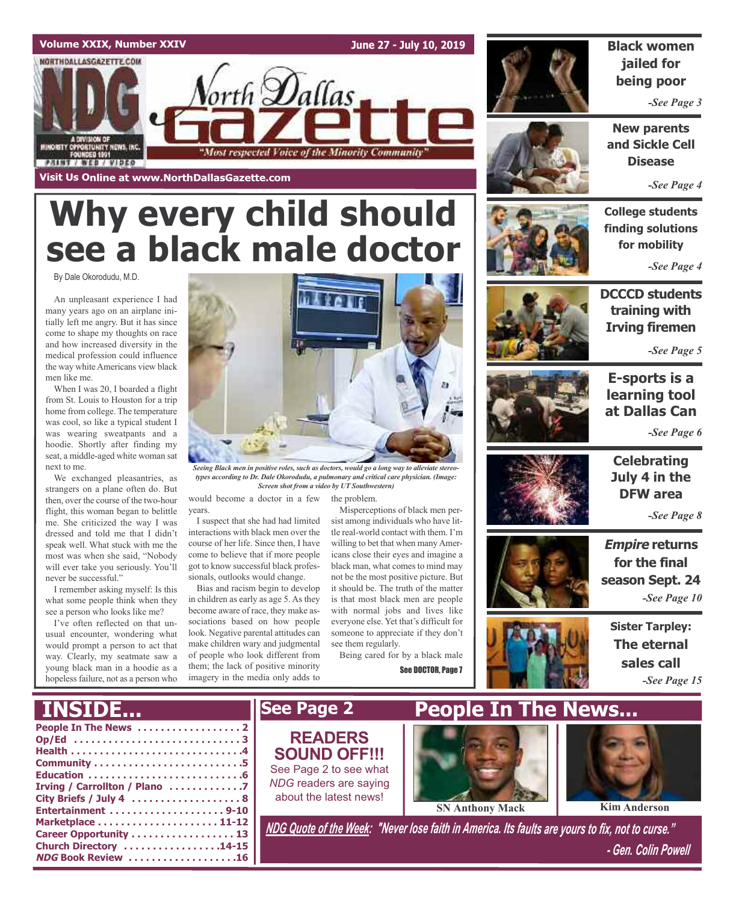Volume XXIX, Number XXIV

June 27 - July 10, 2019

# North Dallas Gazette

"Most respected Voice of the Minority Community"

Visit Us Online at www.NorthDallasGazette.com

# Why every child should see a black male doctor

By Dale Okorodudu, M.D.

An unpleasant experience I had many years ago on an airplane initially left me angry. But it has since come to shape my thoughts on race and how increased diversity in the medical profession could influence the way white Americans view black men like me.

When I was 20, I boarded a flight from St. Louis to Houston for a trip home from college. The temperature was cool, so like a typical student I was wearing sweatpants and a hoodie. Shortly after finding my seat, a middle-aged white woman sat next to me.

We exchanged pleasantries, as strangers on a plane often do. But then, over the course of the two-hour flight, this woman began to belittle me. She criticized the way I was dressed and told me that I didn't speak well. What stuck with me the most was when she said, "Nobody will ever take you seriously. You'll never be successful."

I remember asking myself: Is this what some people think when they see a person who looks like me?

I've often reflected on that unusual encounter, wondering what would prompt a person to act that way. Clearly, my seatmate saw a young black man in a hoodie as a hopeless failure, not as a person who would become a doctor in a few years.

*Seeing Black men in positive roles, such as doctors, would go a long way to alleviate stereotypes according to Dr. Dale Okorodudu, a pulmonary and critical care physician. (Image: Screen shot from a video by UT Southwestern)*

I suspect that she had had limited interactions with black men over the course of her life. Since then, I have come to believe that if more people got to know successful black professionals, outlooks would change.

Bias and racism begin to develop in children as early as age 5. As they become aware of race, they make associations based on how people look. Negative parental attitudes can make children wary and judgmental of people who look different from them; the lack of positive minority imagery in the media only adds to the problem.

Misperceptions of black men persist among individuals who have little real-world contact with them. I'm willing to bet that when many Americans close their eyes and imagine a black man, what comes to mind may not be the most positive picture. But it should be. The truth of the matter is that most black men are people with normal jobs and lives like everyone else. Yet that's difficult for someone to appreciate if they don't see them regularly.

Being cared for by a black male

See DOCTOR, Page 7

**Black women jailed for being poor** -See Page 3

**New parents and Sickle Cell Disease** -See Page 4

**College students finding solutions for mobility** -See Page 4

**DCCCD students training with Irving firemen** -See Page 5

**E-sports is a learning tool at Dallas Can** -See Page 6

**Celebrating July 4 in the DFW area** -See Page 8

***Empire* returns for the final season Sept. 24** -See Page 10

**Sister Tarpley: The eternal sales call** -See Page 15

## INSIDE...

- People In The News . . . . . 2
- Op/Ed . . . . . 3
- Health . . . . . 4
- Community . . . . . 5
- Education . . . . . 6
- Irving / Carrollton / Plano . . . . . 7
- City Briefs / July 4 . . . . . 8
- Entertainment . . . . . 9-10
- Marketplace . . . . . 11-12
- Career Opportunity . . . . . 13
- Church Directory . . . . . 14-15
- *NDG* Book Review . . . . . 16

## See Page 2

**READERS SOUND OFF!!!**

See Page 2 to see what *NDG* readers are saying about the latest news!

## People In The News...

SN Anthony Mack

Kim Anderson

*NDG Quote of the Week:* "Never lose faith in America. Its faults are yours to fix, not to curse."
- Gen. Colin Powell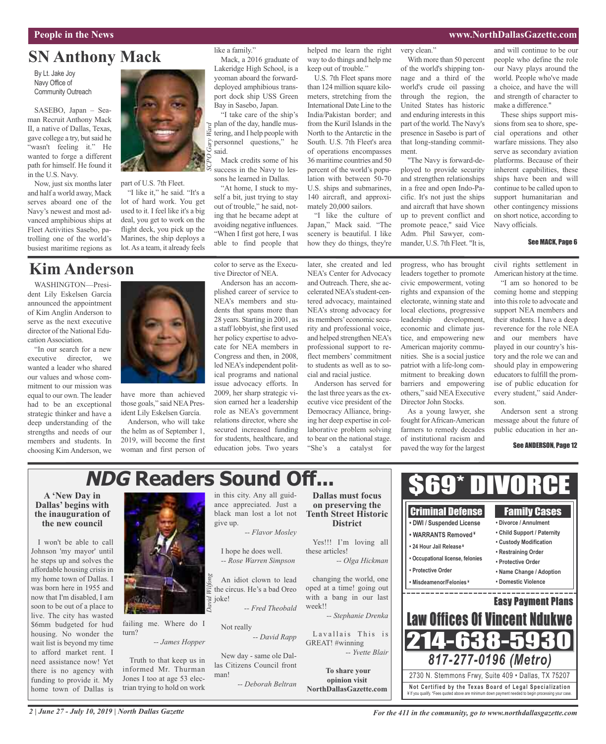# SN Anthony Mack

By Lt. Jake Joy
Navy Office of
Community Outreach

SASEBO, Japan – Seaman Recruit Anthony Mack II, a native of Dallas, Texas, gave college a try, but said he "wasn't feeling it." He wanted to forge a different path for himself. He found it in the U.S. Navy.

Now, just six months later and half a world away, Mack serves aboard one of the Navy's newest and most advanced amphibious ships at Fleet Activities Sasebo, patrolling one of the world's busiest maritime regions as part of U.S. 7th Fleet.

"I like it," he said. "It's a lot of hard work. You get used to it. I feel like it's a big deal, you get to work on the flight deck, you pick up the Marines, the ship deploys a lot. As a team, it already feels like a family."

Mack, a 2016 graduate of Lakeridge High School, is a yeoman aboard the forward-deployed amphibious transport dock ship USS Green Bay in Sasebo, Japan.

"I take care of the ship's plan of the day, handle mustering, and I help people with personnel questions," he said.

SCPO Gary Ward

Mack credits some of his success in the Navy to lessons he learned in Dallas.

"At home, I stuck to myself a bit, just trying to stay out of trouble," he said, noting that he became adept at avoiding negative influences. "When I first got here, I was able to find people that helped me learn the right way to do things and help me keep out of trouble."

U.S. 7th Fleet spans more than 124 million square kilometers, stretching from the International Date Line to the India/Pakistan border; and from the Kuril Islands in the North to the Antarctic in the South. U.S. 7th Fleet's area of operations encompasses 36 maritime countries and 50 percent of the world's population with between 50-70 U.S. ships and submarines, 140 aircraft, and approximately 20,000 sailors.

"I like the culture of Japan," Mack said. "The scenery is beautiful. I like how they do things, they're very clean."

With more than 50 percent of the world's shipping tonnage and a third of the world's crude oil passing through the region, the United States has historic and enduring interests in this part of the world. The Navy's presence in Sasebo is part of that long-standing commitment.

"The Navy is forward-deployed to provide security and strengthen relationships in a free and open Indo-Pacific. It's not just the ships and aircraft that have shown up to prevent conflict and promote peace," said Vice Adm. Phil Sawyer, commander, U.S. 7th Fleet. "It is, and will continue to be our people who define the role our Navy plays around the world. People who've made a choice, and have the will and strength of character to make a difference."

These ships support missions from sea to shore, special operations and other warfare missions. They also serve as secondary aviation platforms. Because of their inherent capabilities, these ships have been and will continue to be called upon to support humanitarian and other contingency missions on short notice, according to Navy officials.

**See MACK, Page 6**

# Kim Anderson

WASHINGTON—President Lily Eskelsen García announced the appointment of Kim Anglin Anderson to serve as the next executive director of the National Education Association.

"In our search for a new executive director, we wanted a leader who shared our values and whose commitment to our mission was equal to our own. The leader had to be an exceptional strategic thinker and have a deep understanding of the strengths and needs of our members and students. In choosing Kim Anderson, we have more than achieved those goals," said NEA President Lily Eskelsen García.

Anderson, who will take the helm as of September 1, 2019, will become the first woman and first person of color to serve as the Executive Director of NEA.

Anderson has an accomplished career of service to NEA's members and students that spans more than 28 years. Starting in 2001, as a staff lobbyist, she first used her policy expertise to advocate for NEA members in Congress and then, in 2008, led NEA's independent political programs and national issue advocacy efforts. In 2009, her sharp strategic vision earned her a leadership role as NEA's government relations director, where she secured increased funding for students, healthcare, and education jobs. Two years later, she created and led NEA's Center for Advocacy and Outreach. There, she accelerated NEA's student-centered advocacy, maintained NEA's strong advocacy for its members' economic security and professional voice, and helped strengthen NEA's professional support to reflect members' commitment to students as well as to social and racial justice.

Anderson has served for the last three years as the executive vice president of the Democracy Alliance, bringing her deep expertise in collaborative problem solving to bear on the national stage. "She's a catalyst for progress, who has brought leaders together to promote civic empowerment, voting rights and expansion of the electorate, winning state and local elections, progressive leadership development, economic and climate justice, and empowering new American majority communities. She is a social justice patriot with a life-long commitment to breaking down barriers and empowering others," said NEA Executive Director John Stocks.

As a young lawyer, she fought for African-American farmers to remedy decades of institutional racism and paved the way for the largest civil rights settlement in American history at the time.

"I am so honored to be coming home and stepping into this role to advocate and support NEA members and their students. I have a deep reverence for the role NEA and our members have played in our country's history and the role we can and should play in empowering educators to fulfill the promise of public education for every student," said Anderson.

Anderson sent a strong message about the future of public education in her an-

**See ANDERSON, Page 12**

# *NDG* Readers Sound Off...

### A 'New Day in Dallas' begins with the inauguration of the new council

I won't be able to call Johnson 'my mayor' until he steps up and solves the affordable housing crisis in my home town of Dallas. I was born here in 1955 and now that I'm disabled, I am soon to be out of a place to live. The city has wasted $6mm budgeted for hud housing. No wonder the wait list is beyond my time to afford market rent. I need assistance now! Yet there is no agency with funding to provide it. My home town of Dallas is failing me. Where do I turn?

*-- James Hopper*

David Wilfong

Truth to that keep us in informed Mr. Thurman Jones I too at age 53 electrian trying to hold on work in this city. Any all guidance appreciated. Just a black man lost a lot not give up.

*-- Flavor Mosley*

I hope he does well.
*-- Rose Warren Simpson*

An idiot clown to lead the circus. He's a bad Oreo joke!

*-- Fred Theobald*

Not really

*-- David Rapp*

New day - same ole Dallas Citizens Council front man!

*-- Deborah Beltran*

### Dallas must focus on preserving the Tenth Street Historic District

Yes!!! I'm loving all these articles!

*-- Olga Hickman*

changing the world, one oped at a time! going out with a bang in our last week!!

*-- Stephanie Drenka*

Lavallais This is GREAT! #winning

*-- Yvette Blair*

**To share your opinion visit NorthDallasGazette.com**

## $69* DIVORCE

**Criminal Defense**
- DWI / Suspended License
- WARRANTS Removed ¥
- 24 Hour Jail Release ¥
- Occupational license, felonies
- Protective Order
- Misdeamenor/Felonies ¥

**Family Cases**
- Divorce / Annulment
- Child Support / Paternity
- Custody Modification
- Restraining Order
- Protective Order
- Name Change / Adoption
- Domestic Violence

**Easy Payment Plans**

**Law Offices Of Vincent Ndukwe**

**214-638-5930**

*817-277-0196 (Metro)*

2730 N. Stemmons Frwy, Suite 409 • Dallas, TX 75207

**Not Certified by the Texas Board of Legal Specialization**
¥ If you qualify. *Fees quoted above are minimum down payment needed to begin processing your case.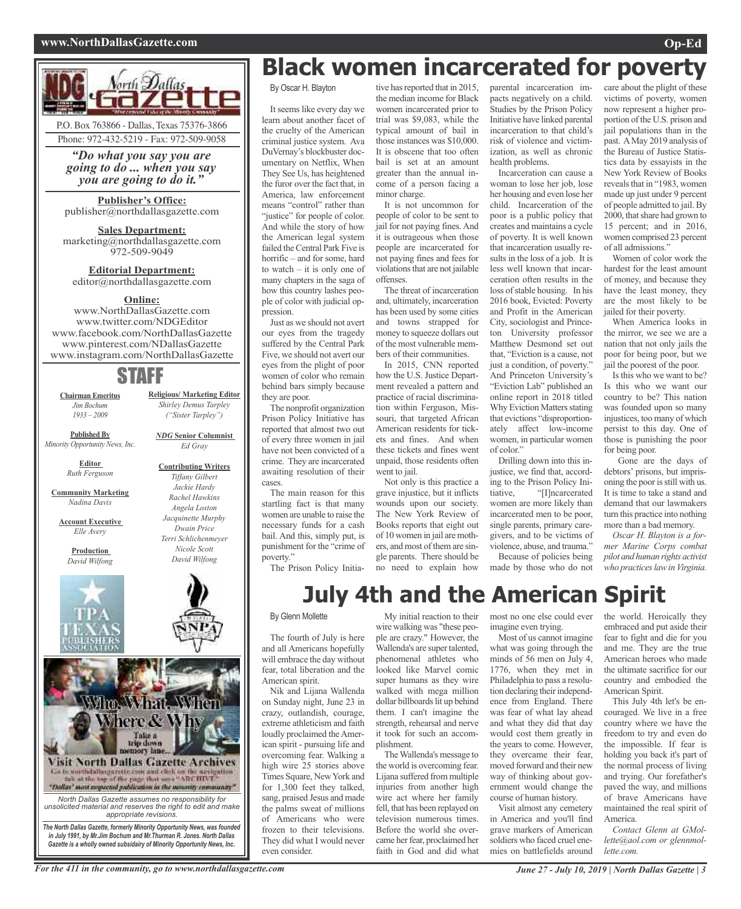P.O. Box 763866 - Dallas, Texas 75376-3866
Phone: 972-432-5219 - Fax: 972-509-9058

*"Do what you say you are going to do ... when you say you are going to do it."*

**Publisher's Office:**
publisher@northdallasgazette.com

**Sales Department:**
marketing@northdallasgazette.com
972-509-9049

**Editorial Department:**
editor@northdallasgazette.com

**Online:**
www.NorthDallasGazette.com
www.twitter.com/NDGEditor
www.facebook.com/NorthDallasGazette
www.pinterest.com/NDallasGazette
www.instagram.com/NorthDallasGazette

## STAFF

**Chairman Emeritus**
*Jim Bochum*
*1933 – 2009*

**Published By**
*Minority Opportunity News, Inc.*

**Editor**
*Ruth Ferguson*

**Community Marketing**
*Nadina Davis*

**Account Executive**
*Elle Avery*

**Production**
*David Wilfong*

**Religious/ Marketing Editor**
*Shirley Demus Tarpley*
*("Sister Tarpley")*

***NDG* Senior Columnist**
*Ed Gray*

**Contributing Writers**
*Tiffany Gilbert*
*Jackie Hardy*
*Rachel Hawkins*
*Angela Loston*
*Jacquinette Murphy*
*Dwain Price*
*Terri Schlichenmeyer*
*Nicole Scott*
*David Wilfong*

Who, What, When Where & Why
Take a trip down memory lane...
Visit North Dallas Gazette Archives
Go to northdallasgazette.com and click on the navigation tab at the top of the page that says "ARCHIVE"
"Dallas' most respected publication in the minority community"

*North Dallas Gazette assumes no responsibility for unsolicited material and reserves the right to edit and make appropriate revisions.*

***The North Dallas Gazette, formerly Minority Opportunity News, was founded in July 1991, by Mr.Jim Bochum and Mr.Thurman R. Jones. North Dallas Gazette is a wholly owned subsidairy of Minority Opportunity News, Inc.***

# Black women incarcerated for poverty

By Oscar H. Blayton

It seems like every day we learn about another facet of the cruelty of the American criminal justice system. Ava DuVernay's blockbuster documentary on Netflix, When They See Us, has heightened the furor over the fact that, in America, law enforcement means "control" rather than "justice" for people of color. And while the story of how the American legal system failed the Central Park Five is horrific – and for some, hard to watch – it is only one of many chapters in the saga of how this country lashes people of color with judicial oppression.

Just as we should not avert our eyes from the tragedy suffered by the Central Park Five, we should not avert our eyes from the plight of poor women of color who remain behind bars simply because they are poor.

The nonprofit organization Prison Policy Initiative has reported that almost two out of every three women in jail have not been convicted of a crime. They are incarcerated awaiting resolution of their cases.

The main reason for this startling fact is that many women are unable to raise the necessary funds for a cash bail. And this, simply put, is punishment for the "crime of poverty."

The Prison Policy Initiative has reported that in 2015, the median income for Black women incarcerated prior to trial was $9,083, while the typical amount of bail in those instances was $10,000. It is obscene that too often bail is set at an amount greater than the annual income of a person facing a minor charge.

It is not uncommon for people of color to be sent to jail for not paying fines. And it is outrageous when those people are incarcerated for not paying fines and fees for violations that are not jailable offenses.

The threat of incarceration and, ultimately, incarceration has been used by some cities and towns strapped for money to squeeze dollars out of the most vulnerable members of their communities.

In 2015, CNN reported how the U.S. Justice Department revealed a pattern and practice of racial discrimination within Ferguson, Missouri, that targeted African American residents for tickets and fines. And when these tickets and fines went unpaid, those residents often went to jail.

Not only is this practice a grave injustice, but it inflicts wounds upon our society. The New York Review of Books reports that eight out of 10 women in jail are mothers, and most of them are single parents. There should be no need to explain how parental incarceration impacts negatively on a child. Studies by the Prison Policy Initiative have linked parental incarceration to that child's risk of violence and victimization, as well as chronic health problems.

Incarceration can cause a woman to lose her job, lose her housing and even lose her child. Incarceration of the poor is a public policy that creates and maintains a cycle of poverty. It is well known that incarceration usually results in the loss of a job. It is less well known that incarceration often results in the loss of stable housing. In his 2016 book, Evicted: Poverty and Profit in the American City, sociologist and Princeton University professor Matthew Desmond set out that, "Eviction is a cause, not just a condition, of poverty." And Princeton University's "Eviction Lab" published an online report in 2018 titled Why Eviction Matters stating that evictions "disproportionately affect low-income women, in particular women of color."

Drilling down into this injustice, we find that, according to the Prison Policy Initiative, "[I]ncarcerated women are more likely than incarcerated men to be poor, single parents, primary caregivers, and to be victims of violence, abuse, and trauma."

Because of policies being made by those who do not care about the plight of these victims of poverty, women now represent a higher proportion of the U.S. prison and jail populations than in the past. A May 2019 analysis of the Bureau of Justice Statistics data by essayists in the New York Review of Books reveals that in "1983, women made up just under 9 percent of people admitted to jail. By 2000, that share had grown to 15 percent; and in 2016, women comprised 23 percent of all admissions."

Women of color work the hardest for the least amount of money, and because they have the least money, they are the most likely to be jailed for their poverty.

When America looks in the mirror, we see we are a nation that not only jails the poor for being poor, but we jail the poorest of the poor.

Is this who we want to be? Is this who we want our country to be? This nation was founded upon so many injustices, too many of which persist to this day. One of those is punishing the poor for being poor.

Gone are the days of debtors' prisons, but imprisoning the poor is still with us. It is time to take a stand and demand that our lawmakers turn this practice into nothing more than a bad memory.

*Oscar H. Blayton is a former Marine Corps combat pilot and human rights activist who practices law in Virginia.*

# July 4th and the American Spirit

By Glenn Mollette

The fourth of July is here and all Americans hopefully will embrace the day without fear, total liberation and the American spirit.

Nik and Lijana Wallenda on Sunday night, June 23 in crazy, outlandish, courage, extreme athleticism and faith loudly proclaimed the American spirit - pursuing life and overcoming fear. Walking a high wire 25 stories above Times Square, New York and for 1,300 feet they talked, sang, praised Jesus and made the palms sweat of millions of Americans who were frozen to their televisions. They did what I would never even consider.

My initial reaction to their wire walking was "these people are crazy." However, the Wallenda's are super talented, phenomenal athletes who looked like Marvel comic super humans as they wire walked with mega million dollar billboards lit up behind them. I can't imagine the strength, rehearsal and nerve it took for such an accomplishment.

The Wallenda's message to the world is overcoming fear. Lijana suffered from multiple injuries from another high wire act where her family fell, that has been replayed on television numerous times. Before the world she overcame her fear, proclaimed her faith in God and did what most no one else could ever imagine even trying.

Most of us cannot imagine what was going through the minds of 56 men on July 4, 1776, when they met in Philadelphia to pass a resolution declaring their independence from England. There was fear of what lay ahead and what they did that day would cost them greatly in the years to come. However, they overcame their fear, moved forward and their new way of thinking about government would change the course of human history.

Visit almost any cemetery in America and you'll find grave markers of American soldiers who faced cruel enemies on battlefields around the world. Heroically they embraced and put aside their fear to fight and die for you and me. They are the true American heroes who made the ultimate sacrifice for our country and embodied the American Spirit.

This July 4th let's be encouraged. We live in a free country where we have the freedom to try and even do the impossible. If fear is holding you back it's part of the normal process of living and trying. Our forefather's paved the way, and millions of brave Americans have maintained the real spirit of America.

*Contact Glenn at GMollette@aol.com or glennmollette.com.*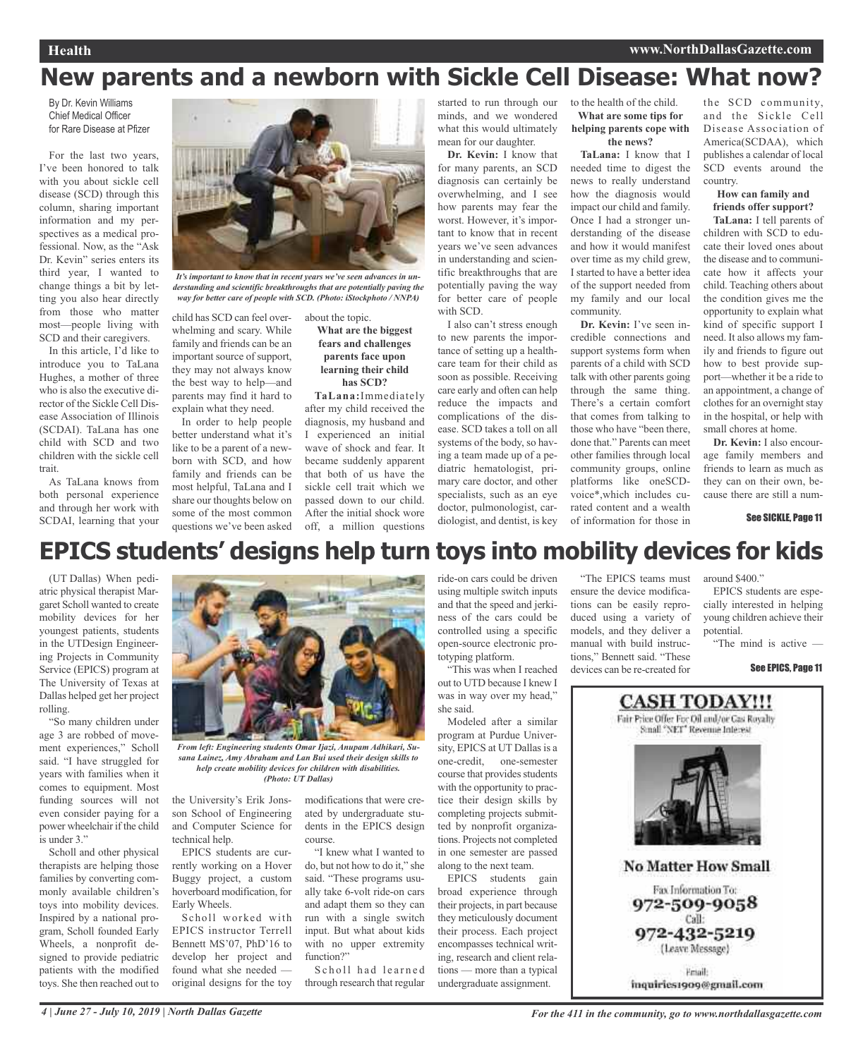# New parents and a newborn with Sickle Cell Disease: What now?

By Dr. Kevin Williams
Chief Medical Officer
for Rare Disease at Pfizer

For the last two years, I've been honored to talk with you about sickle cell disease (SCD) through this column, sharing important information and my perspectives as a medical professional. Now, as the "Ask Dr. Kevin" series enters its third year, I wanted to change things a bit by letting you also hear directly from those who matter most—people living with SCD and their caregivers.

In this article, I'd like to introduce you to TaLana Hughes, a mother of three who is also the executive director of the Sickle Cell Disease Association of Illinois (SCDAI). TaLana has one child with SCD and two children with the sickle cell trait.

As TaLana knows from both personal experience and through her work with SCDAI, learning that your child has SCD can feel overwhelming and scary. While family and friends can be an important source of support, they may not always know the best way to help—and parents may find it hard to explain what they need.

*It's important to know that in recent years we've seen advances in understanding and scientific breakthroughs that are potentially paving the way for better care of people with SCD. (Photo: iStockphoto / NNPA)*

In order to help people better understand what it's like to be a parent of a newborn with SCD, and how family and friends can be most helpful, TaLana and I share our thoughts below on some of the most common questions we've been asked about the topic.

**What are the biggest fears and challenges parents face upon learning their child has SCD?**

**TaLana:** Immediately after my child received the diagnosis, my husband and I experienced an initial wave of shock and fear. It became suddenly apparent that both of us have the sickle cell trait which we passed down to our child. After the initial shock wore off, a million questions started to run through our minds, and we wondered what this would ultimately mean for our daughter.

**Dr. Kevin:** I know that for many parents, an SCD diagnosis can certainly be overwhelming, and I see how parents may fear the worst. However, it's important to know that in recent years we've seen advances in understanding and scientific breakthroughs that are potentially paving the way for better care of people with SCD.

I also can't stress enough to new parents the importance of setting up a healthcare team for their child as soon as possible. Receiving care early and often can help reduce the impacts and complications of the disease. SCD takes a toll on all systems of the body, so having a team made up of a pediatric hematologist, primary care doctor, and other specialists, such as an eye doctor, pulmonologist, cardiologist, and dentist, is key to the health of the child.

**What are some tips for helping parents cope with the news?**

**TaLana:** I know that I needed time to digest the news to really understand how the diagnosis would impact our child and family. Once I had a stronger understanding of the disease and how it would manifest over time as my child grew, I started to have a better idea of the support needed from my family and our local community.

**Dr. Kevin:** I've seen incredible connections and support systems form when parents of a child with SCD talk with other parents going through the same thing. There's a certain comfort that comes from talking to those who have "been there, done that." Parents can meet other families through local community groups, online platforms like oneSCDvoice*,which includes curated content and a wealth of information for those in the SCD community, and the Sickle Cell Disease Association of America(SCDAA), which publishes a calendar of local SCD events around the country.

**How can family and friends offer support?**

**TaLana:** I tell parents of children with SCD to educate their loved ones about the disease and to communicate how it affects your child. Teaching others about the condition gives me the opportunity to explain what kind of specific support I need. It also allows my family and friends to figure out how to best provide support—whether it be a ride to an appointment, a change of clothes for an overnight stay in the hospital, or help with small chores at home.

**Dr. Kevin:** I also encourage family members and friends to learn as much as they can on their own, because there are still a num-

**See SICKLE, Page 11**

# EPICS students' designs help turn toys into mobility devices for kids

(UT Dallas) When pediatric physical therapist Margaret Scholl wanted to create mobility devices for her youngest patients, students in the UTDesign Engineering Projects in Community Service (EPICS) program at The University of Texas at Dallas helped get her project rolling.

"So many children under age 3 are robbed of movement experiences," Scholl said. "I have struggled for years with families when it comes to equipment. Most funding sources will not even consider paying for a power wheelchair if the child is under 3."

Scholl and other physical therapists are helping those families by converting commonly available children's toys into mobility devices. Inspired by a national program, Scholl founded Early Wheels, a nonprofit designed to provide pediatric patients with the modified toys. She then reached out to the University's Erik Jonsson School of Engineering and Computer Science for technical help.

*From left: Engineering students Omar Ijazi, Anupam Adhikari, Susana Lainez, Amy Abraham and Lan Bui used their design skills to help create mobility devices for children with disabilities. (Photo: UT Dallas)*

EPICS students are currently working on a Hover Buggy project, a custom hoverboard modification, for Early Wheels.

Scholl worked with EPICS instructor Terrell Bennett MS'07, PhD'16 to develop her project and found what she needed — original designs for the toy modifications that were created by undergraduate students in the EPICS design course.

"I knew what I wanted to do, but not how to do it," she said. "These programs usually take 6-volt ride-on cars and adapt them so they can run with a single switch input. But what about kids with no upper extremity function?"

Scholl had learned through research that regular ride-on cars could be driven using multiple switch inputs and that the speed and jerkiness of the cars could be controlled using a specific open-source electronic prototyping platform.

"This was when I reached out to UTD because I knew I was in way over my head," she said.

Modeled after a similar program at Purdue University, EPICS at UT Dallas is a one-credit, one-semester course that provides students with the opportunity to practice their design skills by completing projects submitted by nonprofit organizations. Projects not completed in one semester are passed along to the next team.

EPICS students gain broad experience through their projects, in part because they meticulously document their process. Each project encompasses technical writing, research and client relations — more than a typical undergraduate assignment.

"The EPICS teams must ensure the device modifications can be easily reproduced using a variety of models, and they deliver a manual with build instructions," Bennett said. "These devices can be re-created for around $400."

EPICS students are especially interested in helping young children achieve their potential.

"The mind is active —

**See EPICS, Page 11**

**CASH TODAY!!!**

Fair Price Offer For Oil and/or Gas Royalty
Small "NET" Revenue Interest

**No Matter How Small**

Fax Information To:
**972-509-9058**
Call:
**972-432-5219**
(Leave Message)

Email:
inquiries1909@gmail.com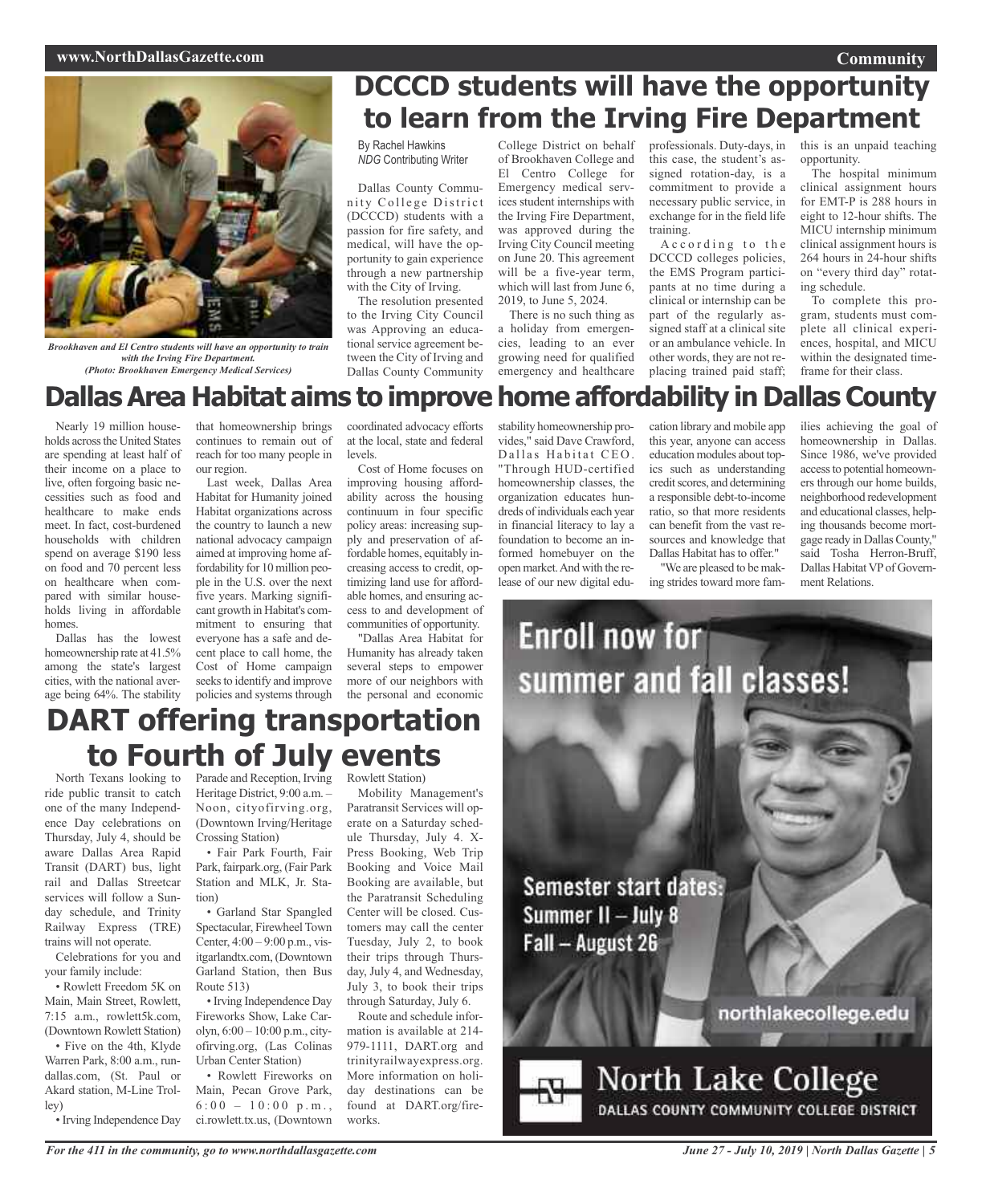# DCCCD students will have the opportunity to learn from the Irving Fire Department

*Brookhaven and El Centro students will have an opportunity to train with the Irving Fire Department. (Photo: Brookhaven Emergency Medical Services)*

By Rachel Hawkins
*NDG* Contributing Writer

Dallas County Community College District (DCCCD) students with a passion for fire safety, and medical, will have the opportunity to gain experience through a new partnership with the City of Irving.

The resolution presented to the Irving City Council was Approving an educational service agreement between the City of Irving and Dallas County Community College District on behalf of Brookhaven College and El Centro College for Emergency medical services student internships with the Irving Fire Department, was approved during the Irving City Council meeting on June 20. This agreement will be a five-year term, which will last from June 6, 2019, to June 5, 2024.

There is no such thing as a holiday from emergencies, leading to an ever growing need for qualified emergency and healthcare professionals. Duty-days, in this case, the student's assigned rotation-day, is a commitment to provide a necessary public service, in exchange for in the field life training.

According to the DCCCD colleges policies, the EMS Program participants at no time during a clinical or internship can be part of the regularly assigned staff at a clinical site or an ambulance vehicle. In other words, they are not replacing trained paid staff; this is an unpaid teaching opportunity.

The hospital minimum clinical assignment hours for EMT-P is 288 hours in eight to 12-hour shifts. The MICU internship minimum clinical assignment hours is 264 hours in 24-hour shifts on "every third day" rotating schedule.

To complete this program, students must complete all clinical experiences, hospital, and MICU within the designated timeframe for their class.

# Dallas Area Habitat aims to improve home affordability in Dallas County

Nearly 19 million households across the United States are spending at least half of their income on a place to live, often forgoing basic necessities such as food and healthcare to make ends meet. In fact, cost-burdened households with children spend on average $190 less on food and 70 percent less on healthcare when compared with similar households living in affordable homes.

Dallas has the lowest homeownership rate at 41.5% among the state's largest cities, with the national average being 64%. The stability that homeownership brings continues to remain out of reach for too many people in our region.

Last week, Dallas Area Habitat for Humanity joined Habitat organizations across the country to launch a new national advocacy campaign aimed at improving home affordability for 10 million people in the U.S. over the next five years. Marking significant growth in Habitat's commitment to ensuring that everyone has a safe and decent place to call home, the Cost of Home campaign seeks to identify and improve policies and systems through coordinated advocacy efforts at the local, state and federal levels.

Cost of Home focuses on improving housing affordability across the housing continuum in four specific policy areas: increasing supply and preservation of affordable homes, equitably increasing access to credit, optimizing land use for affordable homes, and ensuring access to and development of communities of opportunity.

"Dallas Area Habitat for Humanity has already taken several steps to empower more of our neighbors with the personal and economic stability homeownership provides," said Dave Crawford, Dallas Habitat CEO. "Through HUD-certified homeownership classes, the organization educates hundreds of individuals each year in financial literacy to lay a foundation to become an informed homebuyer on the open market. And with the release of our new digital education library and mobile app this year, anyone can access education modules about topics such as understanding credit scores, and determining a responsible debt-to-income ratio, so that more residents can benefit from the vast resources and knowledge that Dallas Habitat has to offer."

"We are pleased to be making strides toward more families achieving the goal of homeownership in Dallas. Since 1986, we've provided access to potential homeowners through our home builds, neighborhood redevelopment and educational classes, helping thousands become mortgage ready in Dallas County," said Tosha Herron-Bruff, Dallas Habitat VP of Government Relations.

# DART offering transportation to Fourth of July events

North Texans looking to ride public transit to catch one of the many Independence Day celebrations on Thursday, July 4, should be aware Dallas Area Rapid Transit (DART) bus, light rail and Dallas Streetcar services will follow a Sunday schedule, and Trinity Railway Express (TRE) trains will not operate.

Celebrations for you and your family include:

- Rowlett Freedom 5K on Main, Main Street, Rowlett, 7:15 a.m., rowlett5k.com, (Downtown Rowlett Station)
- Five on the 4th, Klyde Warren Park, 8:00 a.m., rundallas.com, (St. Paul or Akard station, M-Line Trolley)
- Irving Independence Day Parade and Reception, Irving Heritage District, 9:00 a.m. – Noon, cityofirving.org, (Downtown Irving/Heritage Crossing Station)
- Fair Park Fourth, Fair Park, fairpark.org, (Fair Park Station and MLK, Jr. Station)
- Garland Star Spangled Spectacular, Firewheel Town Center, 4:00 – 9:00 p.m., visitgarlandtx.com, (Downtown Garland Station, then Bus Route 513)
- Irving Independence Day Fireworks Show, Lake Carolyn, 6:00 – 10:00 p.m., cityofirving.org, (Las Colinas Urban Center Station)
- Rowlett Fireworks on Main, Pecan Grove Park, 6:00 – 10:00 p.m., ci.rowlett.tx.us, (Downtown Rowlett Station)

Mobility Management's Paratransit Services will operate on a Saturday schedule Thursday, July 4. X-Press Booking, Web Trip Booking and Voice Mail Booking are available, but the Paratransit Scheduling Center will be closed. Customers may call the center Tuesday, July 2, to book their trips through Thursday, July 4, and Wednesday, July 3, to book their trips through Saturday, July 6.

Route and schedule information is available at 214-979-1111, DART.org and trinityrailwayexpress.org. More information on holiday destinations can be found at DART.org/fireworks.

Enroll now for summer and fall classes!

Semester start dates:
Summer II – July 8
Fall – August 26

northlakecollege.edu

North Lake College
DALLAS COUNTY COMMUNITY COLLEGE DISTRICT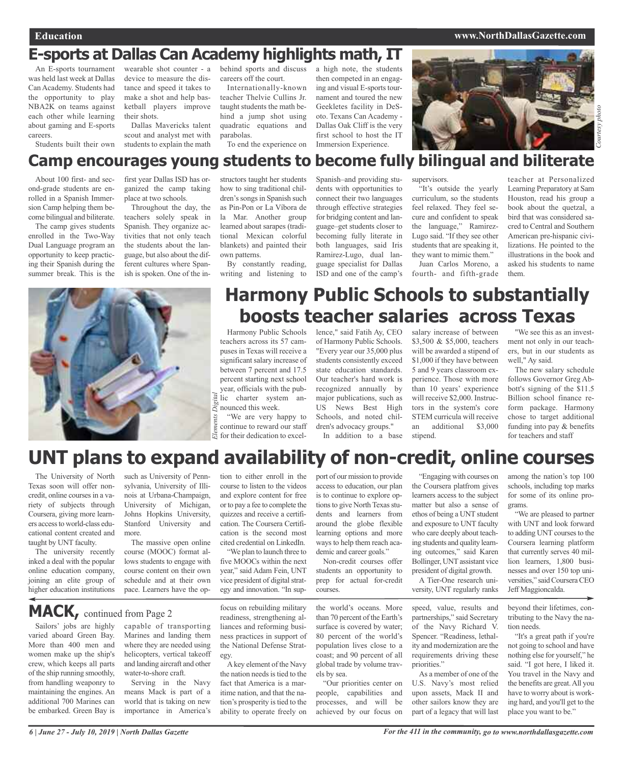## E-sports at Dallas Can Academy highlights math, IT

An E-sports tournament was held last week at Dallas Can Academy. Students had the opportunity to play NBA2K on teams against each other while learning about gaming and E-sports careers.

Students built their own wearable shot counter - a device to measure the distance and speed it takes to make a shot and help basketball players improve their shots.

Dallas Mavericks talent scout and analyst met with students to explain the math behind sports and discuss careers off the court.

Internationally-known teacher Thelvie Cullins Jr. taught students the math behind a jump shot using quadratic equations and parabolas.

To end the experience on a high note, the students then competed in an engaging and visual E-sports tournament and toured the new Geekletes facility in DeSoto. Texans Can Academy - Dallas Oak Cliff is the very first school to host the IT Immersion Experience.

*Courtesy photo*

## Camp encourages young students to become fully bilingual and biliterate

About 100 first- and second-grade students are enrolled in a Spanish Immersion Camp helping them become bilingual and biliterate.

The camp gives students enrolled in the Two-Way Dual Language program an opportunity to keep practicing their Spanish during the summer break. This is the first year Dallas ISD has organized the camp taking place at two schools.

Throughout the day, the teachers solely speak in Spanish. They organize activities that not only teach the students about the language, but also about the different cultures where Spanish is spoken. One of the instructors taught her students how to sing traditional children's songs in Spanish such as Pin-Pon or La Víbora de la Mar. Another group learned about sarapes (traditional Mexican colorful blankets) and painted their own patterns.

By constantly reading, writing and listening to Spanish–and providing students with opportunities to connect their two languages through effective strategies for bridging content and language–get students closer to becoming fully literate in both languages, said Iris Ramirez-Lugo, dual language specialist for Dallas ISD and one of the camp's supervisors.

"It's outside the yearly curriculum, so the students feel relaxed. They feel secure and confident to speak the language," Ramirez-Lugo said. "If they see other students that are speaking it, they want to mimic them."

Juan Carlos Moreno, a fourth- and fifth-grade teacher at Personalized Learning Preparatory at Sam Houston, read his group a book about the quetzal, a bird that was considered sacred to Central and Southern American pre-hispanic civilizations. He pointed to the illustrations in the book and asked his students to name them.

## Harmony Public Schools to substantially boosts teacher salaries across Texas

*Elements Digital*

Harmony Public Schools teachers across its 57 campuses in Texas will receive a significant salary increase of between 7 percent and 17.5 percent starting next school year, officials with the public charter system announced this week.

"We are very happy to continue to reward our staff for their dedication to excellence," said Fatih Ay, CEO of Harmony Public Schools. "Every year our 35,000 plus students consistently exceed state education standards. Our teacher's hard work is recognized annually by major publications, such as US News Best High Schools, and noted children's advocacy groups."

In addition to a base salary increase of between $3,500 & $5,000, teachers will be awarded a stipend of $1,000 if they have between 5 and 9 years classroom experience. Those with more than 10 years' experience will receive $2,000. Instructors in the system's core STEM curricula will receive an additional $3,000 stipend.

"We see this as an investment not only in our teachers, but in our students as well," Ay said.

The new salary schedule follows Governor Greg Abbott's signing of the $11.5 Billion school finance reform package. Harmony chose to target additional funding into pay & benefits for teachers and staff

## UNT plans to expand availability of non-credit, online courses

The University of North Texas soon will offer non-credit, online courses in a variety of subjects through Coursera, giving more learners access to world-class educational content created and taught by UNT faculty.

The university recently inked a deal with the popular online education company, joining an elite group of higher education institutions such as University of Pennsylvania, University of Illinois at Urbana-Champaign, University of Michigan, Johns Hopkins University, Stanford University and more.

The massive open online course (MOOC) format allows students to engage with course content on their own schedule and at their own pace. Learners have the option to either enroll in the course to listen to the videos and explore content for free or to pay a fee to complete the quizzes and receive a certification. The Coursera Certification is the second most cited credential on LinkedIn.

"We plan to launch three to five MOOCs within the next year," said Adam Fein, UNT vice president of digital strategy and innovation. "In support of our mission to provide access to education, our plan is to continue to explore options to give North Texas students and learners from around the globe flexible learning options and more ways to help them reach academic and career goals."

Non-credit courses offer students an opportunity to prep for actual for-credit courses.

"Engaging with courses on the Coursera platfrom gives learners access to the subject matter but also a sense of ethos of being a UNT student and exposure to UNT faculty who care deeply about teaching students and quality learning outcomes," said Karen Bollinger, UNT assistant vice president of digital growth.

A Tier-One research university, UNT regularly ranks among the nation's top 100 schools, including top marks for some of its online programs.

"We are pleased to partner with UNT and look forward to adding UNT courses to the Coursera learning platform that currently serves 40 million learners, 1,800 businesses and over 150 top universities," said Coursera CEO Jeff Maggioncalda.

## MACK, continued from Page 2

Sailors' jobs are highly varied aboard Green Bay. More than 400 men and women make up the ship's crew, which keeps all parts of the ship running smoothly, from handling weaponry to maintaining the engines. An additional 700 Marines can be embarked. Green Bay is capable of transporting Marines and landing them where they are needed using helicopters, vertical takeoff and landing aircraft and other water-to-shore craft.

Serving in the Navy means Mack is part of a world that is taking on new importance in America's focus on rebuilding military readiness, strengthening alliances and reforming business practices in support of the National Defense Strategy.

A key element of the Navy the nation needs is tied to the fact that America is a maritime nation, and that the nation's prosperity is tied to the ability to operate freely on the world's oceans. More than 70 percent of the Earth's surface is covered by water; 80 percent of the world's population lives close to a coast; and 90 percent of all global trade by volume travels by sea.

"Our priorities center on people, capabilities and processes, and will be achieved by our focus on speed, value, results and partnerships," said Secretary of the Navy Richard V. Spencer. "Readiness, lethality and modernization are the requirements driving these priorities."

As a member of one of the U.S. Navy's most relied upon assets, Mack II and other sailors know they are part of a legacy that will last beyond their lifetimes, contributing to the Navy the nation needs.

"It's a great path if you're not going to school and have nothing else for yourself," he said. "I got here, I liked it. You travel in the Navy and the benefits are great. All you have to worry about is working hard, and you'll get to the place you want to be."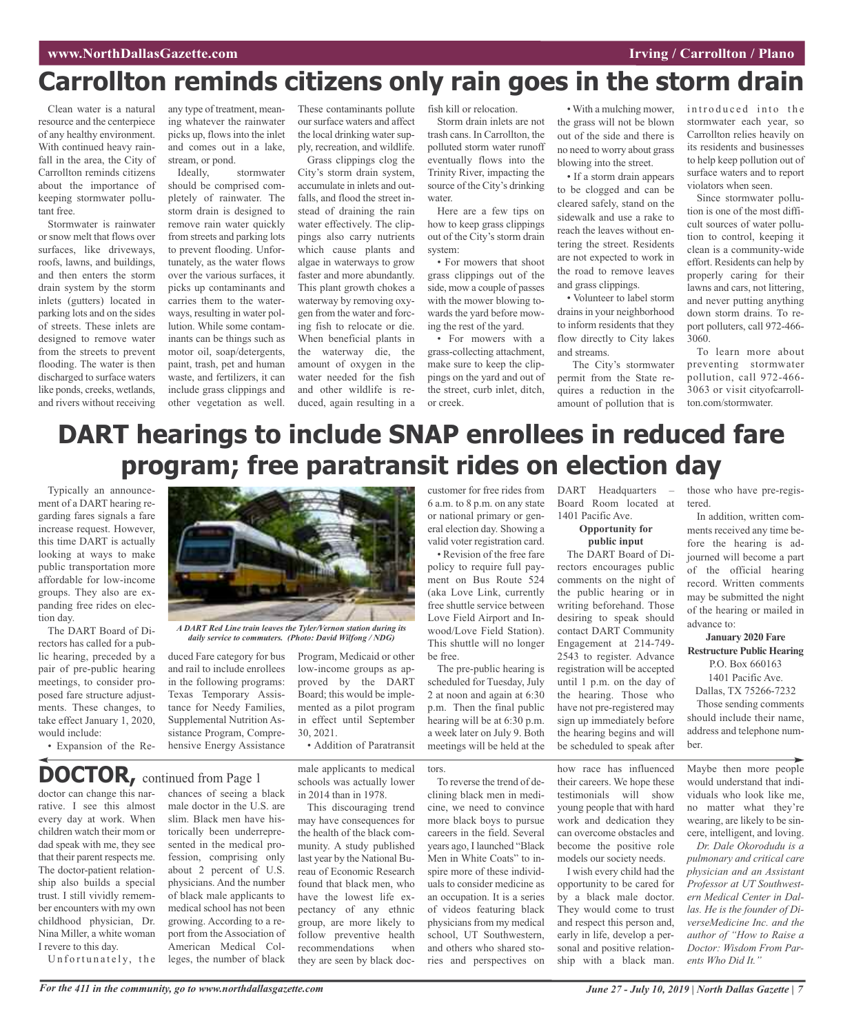# Carrollton reminds citizens only rain goes in the storm drain

Clean water is a natural resource and the centerpiece of any healthy environment. With continued heavy rainfall in the area, the City of Carrollton reminds citizens about the importance of keeping stormwater pollutant free.

Stormwater is rainwater or snow melt that flows over surfaces, like driveways, roofs, lawns, and buildings, and then enters the storm drain system by the storm inlets (gutters) located in parking lots and on the sides of streets. These inlets are designed to remove water from the streets to prevent flooding. The water is then discharged to surface waters like ponds, creeks, wetlands, and rivers without receiving any type of treatment, meaning whatever the rainwater picks up, flows into the inlet and comes out in a lake, stream, or pond.

Ideally, stormwater should be comprised completely of rainwater. The storm drain is designed to remove rain water quickly from streets and parking lots to prevent flooding. Unfortunately, as the water flows over the various surfaces, it picks up contaminants and carries them to the waterways, resulting in water pollution. While some contaminants can be things such as motor oil, soap/detergents, paint, trash, pet and human waste, and fertilizers, it can include grass clippings and other vegetation as well. These contaminants pollute our surface waters and affect the local drinking water supply, recreation, and wildlife.

Grass clippings clog the City's storm drain system, accumulate in inlets and outfalls, and flood the street instead of draining the rain water effectively. The clippings also carry nutrients which cause plants and algae in waterways to grow faster and more abundantly. This plant growth chokes a waterway by removing oxygen from the water and forcing fish to relocate or die. When beneficial plants in the waterway die, the amount of oxygen in the water needed for the fish and other wildlife is reduced, again resulting in a fish kill or relocation.

Storm drain inlets are not trash cans. In Carrollton, the polluted storm water runoff eventually flows into the Trinity River, impacting the source of the City's drinking water.

Here are a few tips on how to keep grass clippings out of the City's storm drain system:

- For mowers that shoot grass clippings out of the side, mow a couple of passes with the mower blowing towards the yard before mowing the rest of the yard.
- For mowers with a grass-collecting attachment, make sure to keep the clippings on the yard and out of the street, curb inlet, ditch, or creek.
- With a mulching mower, the grass will not be blown out of the side and there is no need to worry about grass blowing into the street.
- If a storm drain appears to be clogged and can be cleared safely, stand on the sidewalk and use a rake to reach the leaves without entering the street. Residents are not expected to work in the road to remove leaves and grass clippings.
- Volunteer to label storm drains in your neighborhood to inform residents that they flow directly to City lakes and streams.

The City's stormwater permit from the State requires a reduction in the amount of pollution that is introduced into the stormwater each year, so Carrollton relies heavily on its residents and businesses to help keep pollution out of surface waters and to report violators when seen.

Since stormwater pollution is one of the most difficult sources of water pollution to control, keeping it clean is a community-wide effort. Residents can help by properly caring for their lawns and cars, not littering, and never putting anything down storm drains. To report polluters, call 972-466-3060.

To learn more about preventing stormwater pollution, call 972-466-3063 or visit cityofcarrollton.com/stormwater.

# DART hearings to include SNAP enrollees in reduced fare program; free paratransit rides on election day

Typically an announcement of a DART hearing regarding fares signals a fare increase request. However, this time DART is actually looking at ways to make public transportation more affordable for low-income groups. They also are expanding free rides on election day.

The DART Board of Directors has called for a public hearing, preceded by a pair of pre-public hearing meetings, to consider proposed fare structure adjustments. These changes, to take effect January 1, 2020, would include:

- Expansion of the Reduced Fare category for bus and rail to include enrollees in the following programs: Texas Temporary Assistance for Needy Families, Supplemental Nutrition Assistance Program, Comprehensive Energy Assistance Program, Medicaid or other low-income groups as approved by the DART Board; this would be implemented as a pilot program in effect until September 30, 2021.
- Addition of Paratransit customer for free rides from 6 a.m. to 8 p.m. on any state or national primary or general election day. Showing a valid voter registration card.
- Revision of the free fare policy to require full payment on Bus Route 524 (aka Love Link, currently free shuttle service between Love Field Airport and Inwood/Love Field Station). This shuttle will no longer be free.

*A DART Red Line train leaves the Tyler/Vernon station during its daily service to commuters. (Photo: David Wilfong / NDG)*

The pre-public hearing is scheduled for Tuesday, July 2 at noon and again at 6:30 p.m. Then the final public hearing will be at 6:30 p.m. a week later on July 9. Both meetings will be held at the DART Headquarters – Board Room located at 1401 Pacific Ave.

**Opportunity for public input**

The DART Board of Directors encourages public comments on the night of the public hearing or in writing beforehand. Those desiring to speak should contact DART Community Engagement at 214-749-2543 to register. Advance registration will be accepted until 1 p.m. on the day of the hearing. Those who have not pre-registered may sign up immediately before the hearing begins and will be scheduled to speak after those who have pre-registered.

In addition, written comments received any time before the hearing is adjourned will become a part of the official hearing record. Written comments may be submitted the night of the hearing or mailed in advance to:

**January 2020 Fare Restructure Public Hearing**
P.O. Box 660163
1401 Pacific Ave.
Dallas, TX 75266-7232

Those sending comments should include their name, address and telephone number.

# DOCTOR, continued from Page 1

doctor can change this narrative. I see this almost every day at work. When children watch their mom or dad speak with me, they see that their parent respects me. The doctor-patient relationship also builds a special trust. I still vividly remember encounters with my own childhood physician, Dr. Nina Miller, a white woman I revere to this day.

Unfortunately, the chances of seeing a black male doctor in the U.S. are slim. Black men have historically been underrepresented in the medical profession, comprising only about 2 percent of U.S. physicians. And the number of black male applicants to medical school has not been growing. According to a report from the Association of American Medical Colleges, the number of black male applicants to medical schools was actually lower in 2014 than in 1978.

This discouraging trend may have consequences for the health of the black community. A study published last year by the National Bureau of Economic Research found that black men, who have the lowest life expectancy of any ethnic group, are more likely to follow preventive health recommendations when they are seen by black doctors.

To reverse the trend of declining black men in medicine, we need to convince more black boys to pursue careers in the field. Several years ago, I launched "Black Men in White Coats" to inspire more of these individuals to consider medicine as an occupation. It is a series of videos featuring black physicians from my medical school, UT Southwestern, and others who shared stories and perspectives on how race has influenced their careers. We hope these testimonials will show young people that with hard work and dedication they can overcome obstacles and become the positive role models our society needs.

I wish every child had the opportunity to be cared for by a black male doctor. They would come to trust and respect this person and, early in life, develop a personal and positive relationship with a black man. Maybe then more people would understand that individuals who look like me, no matter what they're wearing, are likely to be sincere, intelligent, and loving.

*Dr. Dale Okorodudu is a pulmonary and critical care physician and an Assistant Professor at UT Southwestern Medical Center in Dallas. He is the founder of DiverseMedicine Inc. and the author of "How to Raise a Doctor: Wisdom From Parents Who Did It."*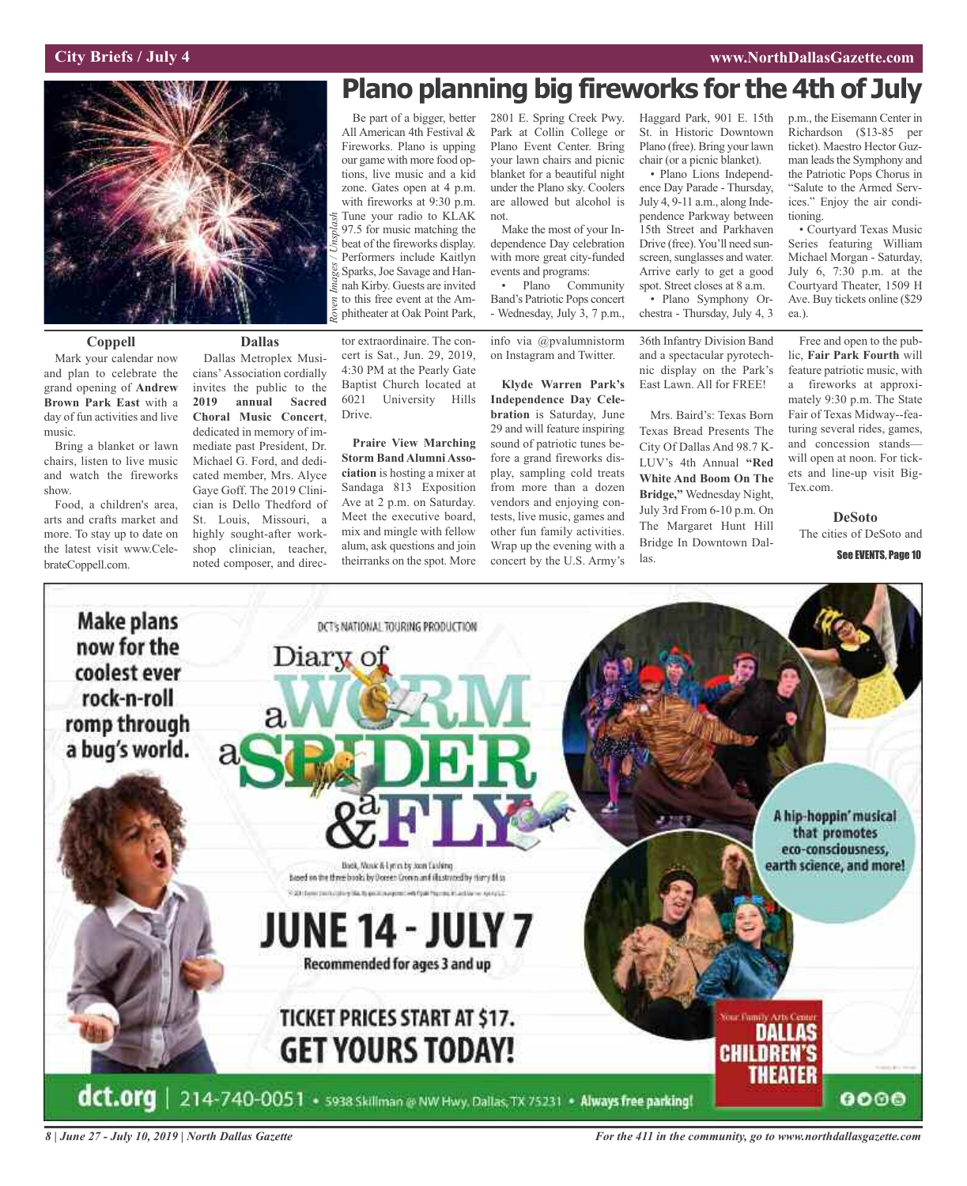City Briefs / July 4

# Plano planning big fireworks for the 4th of July

*Roven Images / Unsplash*

Be part of a bigger, better All American 4th Festival & Fireworks. Plano is upping our game with more food options, live music and a kid zone. Gates open at 4 p.m. with fireworks at 9:30 p.m. Tune your radio to KLAK 97.5 for music matching the beat of the fireworks display. Performers include Kaitlyn Sparks, Joe Savage and Hannah Kirby. Guests are invited to this free event at the Amphitheater at Oak Point Park, 2801 E. Spring Creek Pwy. Park at Collin College or Plano Event Center. Bring your lawn chairs and picnic blanket for a beautiful night under the Plano sky. Coolers are allowed but alcohol is not.

Make the most of your Independence Day celebration with more great city-funded events and programs:

- Plano Community Band's Patriotic Pops concert - Wednesday, July 3, 7 p.m., Haggard Park, 901 E. 15th St. in Historic Downtown Plano (free). Bring your lawn chair (or a picnic blanket).
- Plano Lions Independence Day Parade - Thursday, July 4, 9-11 a.m., along Independence Parkway between 15th Street and Parkhaven Drive (free). You'll need sunscreen, sunglasses and water. Arrive early to get a good spot. Street closes at 8 a.m.
- Plano Symphony Orchestra - Thursday, July 4, 3 p.m., the Eisemann Center in Richardson ($13-85 per ticket). Maestro Hector Guzman leads the Symphony and the Patriotic Pops Chorus in "Salute to the Armed Services." Enjoy the air conditioning.
- Courtyard Texas Music Series featuring William Michael Morgan - Saturday, July 6, 7:30 p.m. at the Courtyard Theater, 1509 H Ave. Buy tickets online ($29 ea.).

### Coppell

Mark your calendar now and plan to celebrate the grand opening of **Andrew Brown Park East** with a day of fun activities and live music.

Bring a blanket or lawn chairs, listen to live music and watch the fireworks show.

Food, a children's area, arts and crafts market and more. To stay up to date on the latest visit www.CelebrateCoppell.com.

### Dallas

Dallas Metroplex Musicians' Association cordially invites the public to the **2019 annual Sacred Choral Music Concert**, dedicated in memory of immediate past President, Dr. Michael G. Ford, and dedicated member, Mrs. Alyce Gaye Goff. The 2019 Clinician is Dello Thedford of St. Louis, Missouri, a highly sought-after workshop clinician, teacher, noted composer, and director extraordinaire. The concert is Sat., Jun. 29, 2019, 4:30 PM at the Pearly Gate Baptist Church located at 6021 University Hills Drive.

**Praire View Marching Storm Band Alumni Association** is hosting a mixer at Sandaga 813 Exposition Ave at 2 p.m. on Saturday. Meet the executive board, mix and mingle with fellow alum, ask questions and join theirranks on the spot. More info via @pvalumnistorm on Instagram and Twitter.

**Klyde Warren Park's Independence Day Celebration** is Saturday, June 29 and will feature inspiring sound of patriotic tunes before a grand fireworks display, sampling cold treats from more than a dozen vendors and enjoying contests, live music, games and other fun family activities. Wrap up the evening with a concert by the U.S. Army's 36th Infantry Division Band and a spectacular pyrotechnic display on the Park's East Lawn. All for FREE!

Mrs. Baird's: Texas Born Texas Bread Presents The City Of Dallas And 98.7 K-LUV's 4th Annual **"Red White And Boom On The Bridge,"** Wednesday Night, July 3rd From 6-10 p.m. On The Margaret Hunt Hill Bridge In Downtown Dallas.

Free and open to the public, **Fair Park Fourth** will feature patriotic music, with a fireworks at approximately 9:30 p.m. The State Fair of Texas Midway--featuring several rides, games, and concession stands—will open at noon. For tickets and line-up visit Big-Tex.com.

### DeSoto

The cities of DeSoto and

See EVENTS, Page 10

---

Make plans now for the coolest ever rock-n-roll romp through a bug's world.

DCT's NATIONAL TOURING PRODUCTION

Diary of a WORM a SPIDER & a FLY

Book, Music & Lyrics by Joan Cushing
Based on the three books by Doreen Cronin and illustrated by Harry Bliss

JUNE 14 - JULY 7

Recommended for ages 3 and up

TICKET PRICES START AT $17. GET YOURS TODAY!

A hip-hoppin' musical that promotes eco-consciousness, earth science, and more!

Your Family Arts Center DALLAS CHILDREN'S THEATER

dct.org | 214-740-0051 • 5938 Skillman @ NW Hwy, Dallas, TX 75231 • Always free parking!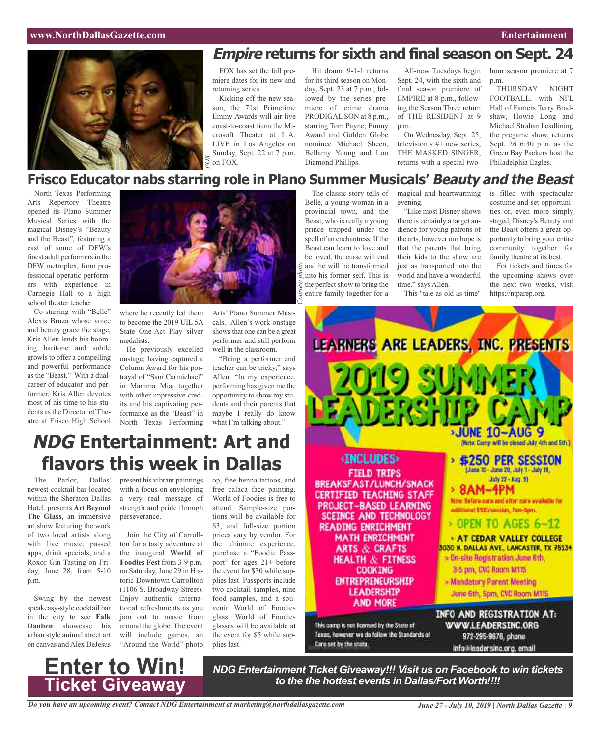# *Empire* returns for sixth and final season on Sept. 24

FOX

FOX has set the fall premiere dates for its new and returning series.

Kicking off the new season, the 71st Primetime Emmy Awards will air live coast-to-coast from the Microsoft Theater at L.A. LIVE in Los Angeles on Sunday, Sept. 22 at 7 p.m. on FOX.

Hit drama 9-1-1 returns for its third season on Monday, Sept. 23 at 7 p.m., followed by the series premiere of crime drama PRODIGAL SON at 8 p.m., starring Tom Payne, Emmy Award and Golden Globe nominee Michael Sheen, Bellamy Young and Lou Diamond Phillips.

All-new Tuesdays begin Sept. 24, with the sixth and final season premiere of EMPIRE at 8 p.m., following the Season Three return of THE RESIDENT at 9 p.m.

On Wednesday, Sept. 25, television's #1 new series, THE MASKED SINGER, returns with a special two-hour season premiere at 7 p.m.

THURSDAY NIGHT FOOTBALL, with NFL Hall of Famers Terry Bradshaw, Howie Long and Michael Strahan headlining the pregame show, returns Sept. 26 6:30 p.m. as the Green Bay Packers host the Philadelphia Eagles.

# Frisco Educator nabs starring role in Plano Summer Musicals' *Beauty and the Beast*

North Texas Performing Arts Repertory Theatre opened its Plano Summer Musical Series with the magical Disney's "Beauty and the Beast", featuring a cast of some of DFW's finest adult performers in the DFW metroplex, from professional operatic performers with experience in Carnegie Hall to a high school theater teacher.

Co-starring with "Belle" Alexis Bruza whose voice and beauty grace the stage, Kris Allen lends his booming baritone and subtle growls to offer a compelling and powerful performance as the "Beast." With a dual-career of educator and performer, Kris Allen devotes most of his time to his students as the Director of Theatre at Frisco High School where he recently led them to become the 2019 UIL 5A State One-Act Play silver medalists.

He previously excelled onstage, having captured a Column Award for his portrayal of "Sam Carmichael" in Mamma Mia, together with other impressive credits and his captivating performance as the "Beast" in North Texas Performing Arts' Plano Summer Musicals. Allen's work onstage shows that one can be a great performer and still perform well in the classroom.

"Being a performer and teacher can be tricky," says Allen. "In my experience, performing has given me the opportunity to show my students and their parents that maybe I really do know what I'm talking about."

Courtesy photo

The classic story tells of Belle, a young woman in a provincial town, and the Beast, who is really a young prince trapped under the spell of an enchantress. If the Beast can learn to love and be loved, the curse will end and he will be transformed into his former self. This is the perfect show to bring the entire family together for a magical and heartwarming evening.

"Like most Disney shows there is certainly a target audience for young patrons of the arts, however our hope is that the parents that bring their kids to the show are just as transported into the world and have a wonderful time." says Allen.

This "tale as old as time" is filled with spectacular costume and set opportunities or, even more simply staged, Disney's Beauty and the Beast offers a great opportunity to bring your entire community together for family theatre at its best.

For tickets and times for the upcoming shows over the next two weeks, visit https://ntparep.org.

# *NDG* Entertainment: Art and flavors this week in Dallas

The Parlor, Dallas' newest cocktail bar located within the Sheraton Dallas Hotel, presents **Art Beyond The Glass**, an immersive art show featuring the work of two local artists along with live music, passed apps, drink specials, and a Roxor Gin Tasting on Friday, June 28, from 5-10 p.m.

Swing by the newest speakeasy-style cocktail bar in the city to see **Falk Dauben** showcase his urban style animal street art on canvas and Alex DeJesus present his vibrant paintings with a focus on enveloping a very real message of strength and pride through perseverance.

Join the City of Carrollton for a tasty adventure at the inaugural **World of Foodies Fest** from 3-9 p.m. on Saturday, June 29 in Historic Downtown Carrollton (1106 S. Broadway Street). Enjoy authentic international refreshments as you jam out to music from around the globe. The event will include games, an "Around the World" photo op, free henna tattoos, and free calaca face painting. World of Foodies is free to attend. Sample-size portions will be available for $3, and full-size portion prices vary by vendor. For the ultimate experience, purchase a "Foodie Passport" for ages 21+ before the event for $30 while supplies last. Passports include two cocktail samples, nine food samples, and a souvenir World of Foodies glass. World of Foodies glasses will be available at the event for $5 while supplies last.

LEARNERS ARE LEADERS, INC. PRESENTS

2019 SUMMER LEADERSHIP CAMP

›JUNE 10–AUG 9
(Note: Camp will be closed July 4th and 5th)

‹INCLUDES›
FIELD TRIPS
BREAKSFAST/LUNCH/SNACK
CERTIFIED TEACHING STAFF
PROJECT-BASED LEARNING
SCEINCE AND TECHNOLOGY
READING ENRICHMENT
MATH ENRICHMENT
ARTS & CRAFTS
HEALTH & FITNESS
COOKING
ENTREPRENEURSHIP
LEADERSHIP
AND MORE

› $250 PER SESSION
(June 10 - June 28, July 1 - July 19, July 22 - Aug. 9)

› 8AM–4PM
Note: Before care and after care available for additional $100/session, 7am-6pm.

› OPEN TO AGES 6–12

› AT CEDAR VALLEY COLLEGE
3030 N. DALLAS AVE., LANCASTER, TX 75134

> On-site Registration June 6th, 3-5 pm, CVC Room M115

> Mandatory Parent Meeting June 6th, 5pm, CVC Room M115

This camp is not licensed by the State of Texas, however we do follow the Standards of Care set by the state.

INFO AND REGISTRATION AT:
WWW.LEADERSINC.ORG
972-295-9676, phone
info@leadersinc.org, email

**Enter to Win!**
**Ticket Giveaway**

***NDG Entertainment Ticket Giveaway!!! Visit us on Facebook to win tickets to the the hottest events in Dallas/Fort Worth!!!!***

***Do you have an upcoming event? Contact NDG Entertainment at marketing@northdallasgazette.com***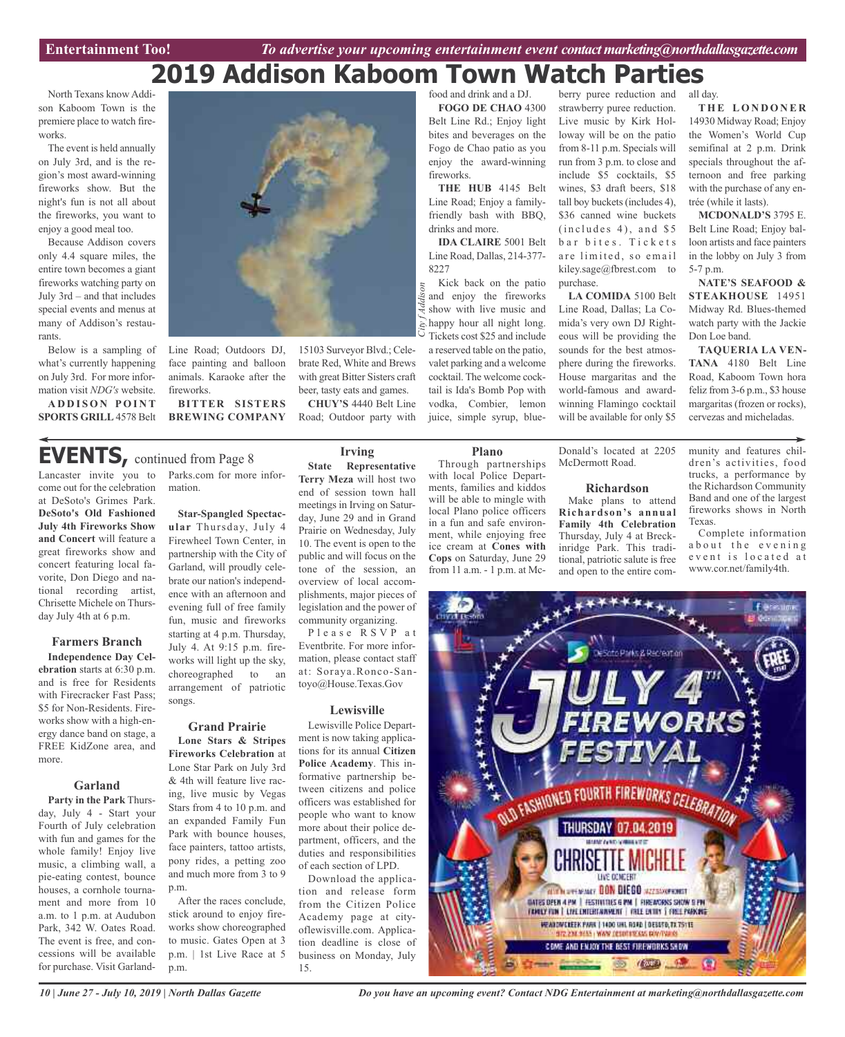# 2019 Addison Kaboom Town Watch Parties

North Texans know Addison Kaboom Town is the premiere place to watch fireworks.

The event is held annually on July 3rd, and is the region's most award-winning fireworks show. But the night's fun is not all about the fireworks, you want to enjoy a good meal too.

Because Addison covers only 4.4 square miles, the entire town becomes a giant fireworks watching party on July 3rd – and that includes special events and menus at many of Addison's restaurants.

Below is a sampling of what's currently happening on July 3rd. For more information visit *NDG's* website.

**ADDISON POINT SPORTS GRILL** 4578 Belt Line Road; Outdoors DJ, face painting and balloon animals. Karaoke after the fireworks.

*City f Addison*

**BITTER SISTERS BREWING COMPANY** 15103 Surveyor Blvd.; Celebrate Red, White and Brews with great Bitter Sisters craft beer, tasty eats and games.

**CHUY'S** 4440 Belt Line Road; Outdoor party with food and drink and a DJ.

**FOGO DE CHAO** 4300 Belt Line Rd.; Enjoy light bites and beverages on the Fogo de Chao patio as you enjoy the award-winning fireworks.

**THE HUB** 4145 Belt Line Road; Enjoy a family-friendly bash with BBQ, drinks and more.

**IDA CLAIRE** 5001 Belt Line Road, Dallas, 214-377-8227

Kick back on the patio and enjoy the fireworks show with live music and happy hour all night long. Tickets cost $25 and include a reserved table on the patio, valet parking and a welcome cocktail. The welcome cocktail is Ida's Bomb Pop with vodka, Combier, lemon juice, simple syrup, blueberry puree reduction and strawberry puree reduction. Live music by Kirk Holloway will be on the patio from 8-11 p.m. Specials will run from 3 p.m. to close and include $5 cocktails, $5 wines, $3 draft beers, $18 tall boy buckets (includes 4), $36 canned wine buckets (includes 4), and $5 bar bites. Tickets are limited, so email kiley.sage@fbrest.com to purchase.

**LA COMIDA** 5100 Belt Line Road, Dallas; La Comida's very own DJ Righteous will be providing the sounds for the best atmosphere during the fireworks. House margaritas and the world-famous and award-winning Flamingo cocktail will be available for only $5 all day.

**THE LONDONER** 14930 Midway Road; Enjoy the Women's World Cup semifinal at 2 p.m. Drink specials throughout the afternoon and free parking with the purchase of any entrée (while it lasts).

**MCDONALD'S** 3795 E. Belt Line Road; Enjoy balloon artists and face painters in the lobby on July 3 from 5-7 p.m.

**NATE'S SEAFOOD & STEAKHOUSE** 14951 Midway Rd. Blues-themed watch party with the Jackie Don Loe band.

**TAQUERIA LA VENTANA** 4180 Belt Line Road, Kaboom Town hora feliz from 3-6 p.m., $3 house margaritas (frozen or rocks), cervezas and micheladas.

# EVENTS, continued from Page 8

Lancaster invite you to come out for the celebration at DeSoto's Grimes Park. **DeSoto's Old Fashioned July 4th Fireworks Show and Concert** will feature a great fireworks show and concert featuring local favorite, Don Diego and national recording artist, Chrisette Michele on Thursday July 4th at 6 p.m.

### Farmers Branch

**Independence Day Celebration** starts at 6:30 p.m. and is free for Residents with Firecracker Fast Pass; $5 for Non-Residents. Fireworks show with a high-energy dance band on stage, a FREE KidZone area, and more.

### Garland

**Party in the Park** Thursday, July 4 - Start your Fourth of July celebration with fun and games for the whole family! Enjoy live music, a climbing wall, a pie-eating contest, bounce houses, a cornhole tournament and more from 10 a.m. to 1 p.m. at Audubon Park, 342 W. Oates Road. The event is free, and concessions will be available for purchase. Visit GarlandParks.com for more information.

**Star-Spangled Spectacular** Thursday, July 4 Firewheel Town Center, in partnership with the City of Garland, will proudly celebrate our nation's independence with an afternoon and evening full of free family fun, music and fireworks starting at 4 p.m. Thursday, July 4. At 9:15 p.m. fireworks will light up the sky, choreographed to an arrangement of patriotic songs.

### Grand Prairie

**Lone Stars & Stripes Fireworks Celebration** at Lone Star Park on July 3rd & 4th will feature live racing, live music by Vegas Stars from 4 to 10 p.m. and an expanded Family Fun Park with bounce houses, face painters, tattoo artists, pony rides, a petting zoo and much more from 3 to 9 p.m.

After the races conclude, stick around to enjoy fireworks show choreographed to music. Gates Open at 3 p.m. | 1st Live Race at 5 p.m.

### Irving

**State Representative Terry Meza** will host two end of session town hall meetings in Irving on Saturday, June 29 and in Grand Prairie on Wednesday, July 10. The event is open to the public and will focus on the tone of the session, an overview of local accomplishments, major pieces of legislation and the power of community organizing.

Please RSVP at Eventbrite. For more information, please contact staff at: Soraya.Ronco-Santoyo@House.Texas.Gov

### Lewisville

Lewisville Police Department is now taking applications for its annual **Citizen Police Academy**. This informative partnership between citizens and police officers was established for people who want to know more about their police department, officers, and the duties and responsibilities of each section of LPD.

Download the application and release form from the Citizen Police Academy page at cityoflewisville.com. Application deadline is close of business on Monday, July 15.

### Plano

Through partnerships with local Police Departments, families and kiddos will be able to mingle with local Plano police officers in a fun and safe environment, while enjoying free ice cream at **Cones with Cops** on Saturday, June 29 from 11 a.m. - 1 p.m. at McDonald's located at 2205 McDermott Road.

### Richardson

Make plans to attend **Richardson's annual Family 4th Celebration** Thursday, July 4 at Breckinridge Park. This traditional, patriotic salute is free and open to the entire community and features children's activities, food trucks, a performance by the Richardson Community Band and one of the largest fireworks shows in North Texas.

Complete information about the evening event is located at www.cor.net/family4th.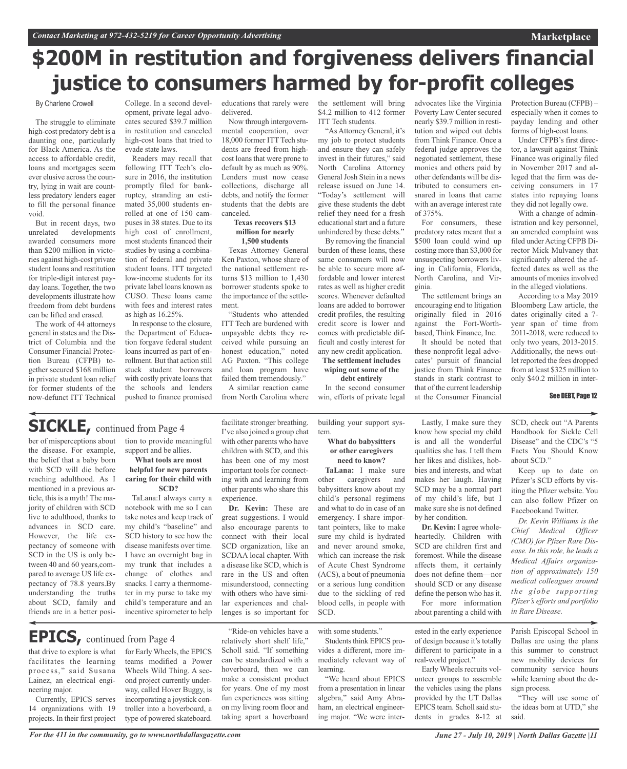# $200M in restitution and forgiveness delivers financial justice to consumers harmed by for-profit colleges

By Charlene Crowell

The struggle to eliminate high-cost predatory debt is a daunting one, particularly for Black America. As the access to affordable credit, loans and mortgages seem ever elusive across the country, lying in wait are countless predatory lenders eager to fill the personal finance void.

But in recent days, two unrelated developments awarded consumers more than $200 million in victories against high-cost private student loans and restitution for triple-digit interest payday loans. Together, the two developments illustrate how freedom from debt burdens can be lifted and erased.

The work of 44 attorneys general in states and the District of Columbia and the Consumer Financial Protection Bureau (CFPB) together secured $168 million in private student loan relief for former students of the now-defunct ITT Technical College. In a second development, private legal advocates secured $39.7 million in restitution and canceled high-cost loans that tried to evade state laws.

Readers may recall that following ITT Tech's closure in 2016, the institution promptly filed for bankruptcy, stranding an estimated 35,000 students enrolled at one of 150 campuses in 38 states. Due to its high cost of enrollment, most students financed their studies by using a combination of federal and private student loans. ITT targeted low-income students for its private label loans known as CUSO. These loans came with fees and interest rates as high as 16.25%.

In response to the closure, the Department of Education forgave federal student loans incurred as part of enrollment. But that action still stuck student borrowers with costly private loans that the schools and lenders pushed to finance promised educations that rarely were delivered.

Now through intergovernmental cooperation, over 18,000 former ITT Tech students are freed from high-cost loans that were prone to default by as much as 90%. Lenders must now cease collections, discharge all debts, and notify the former students that the debts are canceled.

**Texas recovers $13 million for nearly 1,500 students**

Texas Attorney General Ken Paxton, whose share of the national settlement returns $13 million to 1,430 borrower students spoke to the importance of the settlement.

"Students who attended ITT Tech are burdened with unpayable debts they received while pursuing an honest education," noted AG Paxton. "This college and loan program have failed them tremendously."

A similar reaction came from North Carolina where the settlement will bring $4.2 million to 412 former ITT Tech students.

"As Attorney General, it's my job to protect students and ensure they can safely invest in their futures," said North Carolina Attorney General Josh Stein in a news release issued on June 14. "Today's settlement will give these students the debt relief they need for a fresh educational start and a future unhindered by these debts."

By removing the financial burden of these loans, these same consumers will now be able to secure more affordable and lower interest rates as well as higher credit scores. Whenever defaulted loans are added to borrower credit profiles, the resulting credit score is lower and comes with predictable difficult and costly interest for any new credit application.

**The settlement includes wiping out some of the debt entirely**

In the second consumer win, efforts of private legal advocates like the Virginia Poverty Law Center secured nearly $39.7 million in restitution and wiped out debts from Think Finance. Once a federal judge approves the negotiated settlement, these monies and others paid by other defendants will be distributed to consumers ensnared in loans that came with an average interest rate of 375%.

For consumers, these predatory rates meant that a $500 loan could wind up costing more than $3,000 for unsuspecting borrowers living in California, Florida, North Carolina, and Virginia.

The settlement brings an encouraging end to litigation originally filed in 2016 against the Fort-Worth-based, Think Finance, Inc.

It should be noted that these nonprofit legal advocates' pursuit of financial justice from Think Finance stands in stark contrast to that of the current leadership at the Consumer Financial Protection Bureau (CFPB) – especially when it comes to payday lending and other forms of high-cost loans.

Under CFPB's first director, a lawsuit against Think Finance was originally filed in November 2017 and alleged that the firm was deceiving consumers in 17 states into repaying loans they did not legally owe.

With a change of administration and key personnel, an amended complaint was filed under Acting CFPB Director Mick Mulvaney that significantly altered the affected dates as well as the amounts of monies involved in the alleged violations.

According to a May 2019 Bloomberg Law article, the dates originally cited a 7-year span of time from 2011-2018, were reduced to only two years, 2013-2015. Additionally, the news outlet reported the fees dropped from at least $325 million to only $40.2 million in inter-

See DEBT, Page 12

## SICKLE, continued from Page 4

ber of misperceptions about the disease. For example, the belief that a baby born with SCD will die before reaching adulthood. As I mentioned in a previous article, this is a myth! The majority of children with SCD live to adulthood, thanks to advances in SCD care. However, the life expectancy of someone with SCD in the US is only between 40 and 60 years,compared to average US life expectancy of 78.8 years.By understanding the truths about SCD, family and friends are in a better position to provide meaningful support and be allies.

**What tools are most helpful for new parents caring for their child with SCD?**

TaLana:I always carry a notebook with me so I can take notes and keep track of my child's "baseline" and SCD history to see how the disease manifests over time. I have an overnight bag in my trunk that includes a change of clothes and snacks. I carry a thermometer in my purse to take my child's temperature and an incentive spirometer to help facilitate stronger breathing. I've also joined a group chat with other parents who have children with SCD, and this has been one of my most important tools for connecting with and learning from other parents who share this experience.

**Dr. Kevin:** These are great suggestions. I would also encourage parents to connect with their local SCD organization, like an SCDAA local chapter. With a disease like SCD, which is rare in the US and often misunderstood, connecting with others who have similar experiences and challenges is so important for building your support system.

**What do babysitters or other caregivers need to know?**

**TaLana:** I make sure other caregivers and babysitters know about my child's personal regimens and what to do in case of an emergency. I share important pointers, like to make sure my child is hydrated and never around smoke, which can increase the risk of Acute Chest Syndrome (ACS), a bout of pneumonia or a serious lung condition due to the sickling of red blood cells, in people with SCD.

Lastly, I make sure they know how special my child is and all the wonderful qualities she has. I tell them her likes and dislikes, hobbies and interests, and what makes her laugh. Having SCD may be a normal part of my child's life, but I make sure she is not defined by her condition.

**Dr. Kevin:** I agree wholeheartedly. Children with SCD are children first and foremost. While the disease affects them, it certainly does not define them—nor should SCD or any disease define the person who has it.

For more information about parenting a child with SCD, check out "A Parents Handbook for Sickle Cell Disease" and the CDC's "5 Facts You Should Know about SCD."

Keep up to date on Pfizer's SCD efforts by visiting the Pfizer website. You can also follow Pfizer on Facebookand Twitter.

*Dr. Kevin Williams is the Chief Medical Officer (CMO) for Pfizer Rare Disease. In this role, he leads a Medical Affairs organization of approximately 150 medical colleagues around the globe supporting Pfizer's efforts and portfolio in Rare Disease.*

## EPICS, continued from Page 4

that drive to explore is what facilitates the learning process," said Susana Lainez, an electrical engineering major.

Currently, EPICS serves 14 organizations with 19 projects. In their first project for Early Wheels, the EPICS teams modified a Power Wheels Wild Thing. A second project currently underway, called Hover Buggy, is incorporating a joystick controller into a hoverboard, a type of powered skateboard.

"Ride-on vehicles have a relatively short shelf life," Scholl said. "If something can be standardized with a hoverboard, then we can make a consistent product for years. One of my most fun experiences was sitting on my living room floor and taking apart a hoverboard with some students."

Students think EPICS provides a different, more immediately relevant way of learning.

"We heard about EPICS from a presentation in linear algebra," said Amy Abraham, an electrical engineering major. "We were interested in the early experience of design because it's totally different to participate in a real-world project."

Early Wheels recruits volunteer groups to assemble the vehicles using the plans provided by the UT Dallas EPICS team. Scholl said students in grades 8-12 at Parish Episcopal School in Dallas are using the plans this summer to construct new mobility devices for community service hours while learning about the design process.

"They will use some of the ideas born at UTD," she said.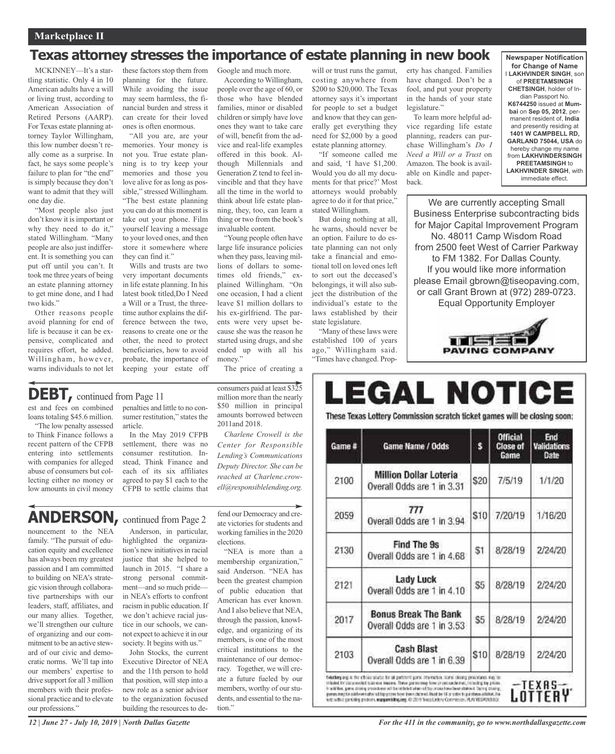Marketplace II

# Texas attorney stresses the importance of estate planning in new book

MCKINNEY—It's a startling statistic. Only 4 in 10 American adults have a will or living trust, according to American Association of Retired Persons (AARP). For Texas estate planning attorney Taylor Willingham, this low number doesn't really come as a surprise. In fact, he says some people's failure to plan for "the end" is simply because they don't want to admit that they will one day die.

"Most people also just don't know it is important or why they need to do it," stated Willingham. "Many people are also just indifferent. It is something you can put off until you can't. It took me three years of being an estate planning attorney to get mine done, and I had two kids."

Other reasons people avoid planning for end of life is because it can be expensive, complicated and requires effort, he added. Willingham, however, warns individuals to not let these factors stop them from planning for the future. While avoiding the issue may seem harmless, the financial burden and stress it can create for their loved ones is often enormous.

"All you are, are your memories. Your money is not you. True estate planning is to try keep your memories and those you love alive for as long as possible," stressed Willingham. "The best estate planning you can do at this moment is take out your phone. Film yourself leaving a message to your loved ones, and then store it somewhere where they can find it."

Wills and trusts are two very important documents in life estate planning. In his latest book titled,Do I Need a Will or a Trust, the three-time author explains the difference between the two, reasons to create one or the other, the need to protect beneficiaries, how to avoid probate, the importance of keeping your estate off Google and much more.

According to Willingham, people over the age of 60, or those who have blended families, minor or disabled children or simply have love ones they want to take care of will, benefit from the advice and real-life examples offered in this book. Although Millennials and Generation Z tend to feel invincible and that they have all the time in the world to think about life estate planning, they, too, can learn a thing or two from the book's invaluable content.

"Young people often have large life insurance policies when they pass, leaving millions of dollars to sometimes old friends," explained Willingham. "On one occasion, I had a client leave $1 million dollars to his ex-girlfriend. The parents were very upset because she was the reason he started using drugs, and she ended up with all his money."

The price of creating a will or trust runs the gamut, costing anywhere from $200 to $20,000. The Texas attorney says it's important for people to set a budget and know that they can generally get everything they need for $2,000 by a good estate planning attorney.

"If someone called me and said, 'I have $1,200. Would you do all my documents for that price?' Most attorneys would probably agree to do it for that price," stated Willingham.

But doing nothing at all, he warns, should never be an option. Failure to do estate planning can not only take a financial and emotional toll on loved ones left to sort out the deceased's belongings, it will also subject the distribution of the individual's estate to the laws established by their state legislature.

"Many of these laws were established 100 of years ago," Willingham said. "Times have changed. Property has changed. Families have changed. Don't be a fool, and put your property in the hands of your state legislature."

To learn more helpful advice regarding life estate planning, readers can purchase Willingham's *Do I Need a Will or a Trust* on Amazon. The book is available on Kindle and paperback.

**Newspaper Notification for Change of Name**

I **LAKHVINDER SINGH**, son of **PREETAMSINGH CHETSINGH**, holder of Indian Passport No. **K6744250** issued at **Mumbai** on **Sep 05, 2012**, permanent resident of, **India** and presently residing at **1401 W CAMPBELL RD, GARLAND 75044, USA** do hereby change my name from **LAKHVINDERSINGH PREETAMSINGH** to **LAKHVINDER SINGH**, with immediate effect.

We are currently accepting Small Business Enterprise subcontracting bids for Major Capital Improvement Program No. 48011 Camp Wisdom Road from 2500 feet West of Carrier Parkway to FM 1382. For Dallas County. If you would like more information please Email gbrown@tiseopaving.com, or call Grant Brown at (972) 289-0723. Equal Opportunity Employer

TISEO PAVING COMPANY

## DEBT, continued from Page 11

est and fees on combined loans totaling $45.6 million.

"The low penalty assessed to Think Finance follows a recent pattern of the CFPB entering into settlements with companies for alleged abuse of consumers but collecting either no money or low amounts in civil money penalties and little to no consumer restitution," states the article.

In the May 2019 CFPB settlement, there was no consumer restitution. Instead, Think Finance and each of its six affiliates agreed to pay $1 each to the CFPB to settle claims that consumers paid at least $325 million more than the nearly $50 million in principal amounts borrowed between 2011and 2018.

*Charlene Crowell is the Center for Responsible Lending's Communications Deputy Director. She can be reached at Charlene.crowell@responsiblelending.org.*

## ANDERSON, continued from Page 2

nouncement to the NEA family. "The pursuit of education equity and excellence has always been my greatest passion and I am committed to building on NEA's strategic vision through collaborative partnerships with our leaders, staff, affiliates, and our many allies. Together, we'll strengthen our culture of organizing and our commitment to be an active steward of our civic and democratic norms. We'll tap into our members' expertise to drive support for all 3 million members with their professional practice and to elevate our professions."

Anderson, in particular, highlighted the organization's new initiatives in racial justice that she helped to launch in 2015. "I share a strong personal commitment—and so much pride—in NEA's efforts to confront racism in public education. If we don't achieve racial justice in our schools, we cannot expect to achieve it in our society. It begins with us."

John Stocks, the current Executive Director of NEA and the 11th person to hold that position, will step into a new role as a senior advisor to the organization focused building the resources to defend our Democracy and create victories for students and working families in the 2020 elections.

"NEA is more than a membership organization," said Anderson. "NEA has been the greatest champion of public education that American has ever known. And I also believe that NEA, through the passion, knowledge, and organizing of its members, is one of the most critical institutions to the maintenance of our democracy. Together, we will create a future fueled by our members, worthy of our students, and essential to the nation."

# LEGAL NOTICE

These Texas Lottery Commission scratch ticket games will be closing soon:

| Game # | Game Name / Odds | $ | Official Close of Game | End Validations Date |
|---|---|---|---|---|
| 2100 | Million Dollar Loteria Overall Odds are 1 in 3.31 | $20 | 7/5/19 | 1/1/20 |
| 2059 | 777 Overall Odds are 1 in 3.94 | $10 | 7/20/19 | 1/16/20 |
| 2130 | Find The 9s Overall Odds are 1 in 4.68 | $1 | 8/28/19 | 2/24/20 |
| 2121 | Lady Luck Overall Odds are 1 in 4.10 | $5 | 8/28/19 | 2/24/20 |
| 2017 | Bonus Break The Bank Overall Odds are 1 in 3.53 | $5 | 8/28/19 | 2/24/20 |
| 2103 | Cash Blast Overall Odds are 1 in 6.39 | $10 | 8/28/19 | 2/24/20 |

TEXAS LOTTERY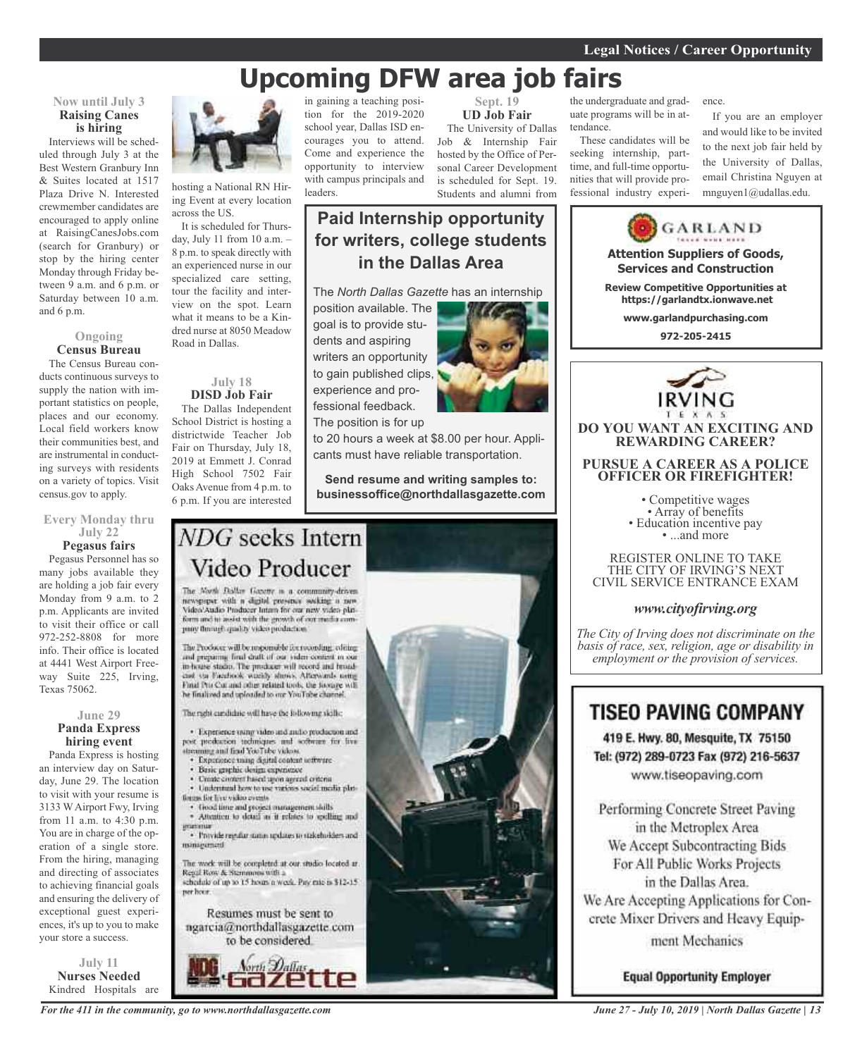# Upcoming DFW area job fairs

**Now until July 3**
**Raising Canes is hiring**

Interviews will be scheduled through July 3 at the Best Western Granbury Inn & Suites located at 1517 Plaza Drive N. Interested crewmember candidates are encouraged to apply online at RaisingCanesJobs.com (search for Granbury) or stop by the hiring center Monday through Friday between 9 a.m. and 6 p.m. or Saturday between 10 a.m. and 6 p.m.

**Ongoing**
**Census Bureau**

The Census Bureau conducts continuous surveys to supply the nation with important statistics on people, places and our economy. Local field workers know their communities best, and are instrumental in conducting surveys with residents on a variety of topics. Visit census.gov to apply.

**Every Monday thru July 22**
**Pegasus fairs**

Pegasus Personnel has so many jobs available they are holding a job fair every Monday from 9 a.m. to 2 p.m. Applicants are invited to visit their office or call 972-252-8808 for more info. Their office is located at 4441 West Airport Freeway Suite 225, Irving, Texas 75062.

**June 29**
**Panda Express hiring event**

Panda Express is hosting an interview day on Saturday, June 29. The location to visit with your resume is 3133 W Airport Fwy, Irving from 11 a.m. to 4:30 p.m. You are in charge of the operation of a single store. From the hiring, managing and directing of associates to achieving financial goals and ensuring the delivery of exceptional guest experiences, it's up to you to make your store a success.

**July 11**
**Nurses Needed**

Kindred Hospitals are hosting a National RN Hiring Event at every location across the US.

It is scheduled for Thursday, July 11 from 10 a.m. – 8 p.m. to speak directly with an experienced nurse in our specialized care setting, tour the facility and interview on the spot. Learn what it means to be a Kindred nurse at 8050 Meadow Road in Dallas.

**July 18**
**DISD Job Fair**

The Dallas Independent School District is hosting a districtwide Teacher Job Fair on Thursday, July 18, 2019 at Emmett J. Conrad High School 7502 Fair Oaks Avenue from 4 p.m. to 6 p.m. If you are interested in gaining a teaching position for the 2019-2020 school year, Dallas ISD encourages you to attend. Come and experience the opportunity to interview with campus principals and leaders.

**Sept. 19**
**UD Job Fair**

The University of Dallas Job & Internship Fair hosted by the Office of Personal Career Development is scheduled for Sept. 19. Students and alumni from the undergraduate and graduate programs will be in attendance.

These candidates will be seeking internship, part-time, and full-time opportunities that will provide professional industry experience.

If you are an employer and would like to be invited to the next job fair held by the University of Dallas, email Christina Nguyen at mnguyen1@udallas.edu.

---

## Paid Internship opportunity for writers, college students in the Dallas Area

The *North Dallas Gazette* has an internship position available. The goal is to provide students and aspiring writers an opportunity to gain published clips, experience and professional feedback. The position is for up to 20 hours a week at $8.00 per hour. Applicants must have reliable transportation.

**Send resume and writing samples to: businessoffice@northdallasgazette.com**

---

## *NDG* seeks Intern Video Producer

The North Dallas Gazette is a community-driven newspaper with a digital presence seeking a new Video/Audio Producer Intern for our new video platform and to assist with the growth of our media company through quality video production.

The Producer will be responsible for recording, editing and preparing final draft of our video content in our in-house studio. The producer will record and broadcast via Facebook weekly shows. Afterwards using Final Pro Cut and other related tools, the footage will be finalized and uploaded to our YouTube channel.

The right candidate will have the following skills:

- Experience using video and audio production and post production techniques and software for live streaming and final YouTube videos.
- Experience using digital content software
- Basic graphic design experience
- Create content based upon agreed criteria
- Understand how to use various social media platforms for live video events
- Good time and project management skills
- Attention to detail as it relates to spelling and grammar
- Provide regular status updates to stakeholders and management

The work will be completed at our studio located at Regal Row & Stemmons with a schedule of up to 15 hours a week. Pay rate is $12-15 per hour.

Resumes must be sent to ngarcia@northdallasgazette.com to be considered.

North Dallas Gazette

---

**GARLAND**

**Attention Suppliers of Goods, Services and Construction**

**Review Competitive Opportunities at https://garlandtx.ionwave.net**

**www.garlandpurchasing.com**

**972-205-2415**

---

**IRVING TEXAS**

**DO YOU WANT AN EXCITING AND REWARDING CAREER?**

**PURSUE A CAREER AS A POLICE OFFICER OR FIREFIGHTER!**

- Competitive wages
- Array of benefits
- Education incentive pay
- ...and more

REGISTER ONLINE TO TAKE THE CITY OF IRVING'S NEXT CIVIL SERVICE ENTRANCE EXAM

***www.cityofirving.org***

*The City of Irving does not discriminate on the basis of race, sex, religion, age or disability in employment or the provision of services.*

---

## TISEO PAVING COMPANY

**419 E. Hwy. 80, Mesquite, TX 75150**
**Tel: (972) 289-0723 Fax (972) 216-5637**
www.tiseopaving.com

Performing Concrete Street Paving in the Metroplex Area
We Accept Subcontracting Bids For All Public Works Projects in the Dallas Area.
We Are Accepting Applications for Concrete Mixer Drivers and Heavy Equipment Mechanics

**Equal Opportunity Employer**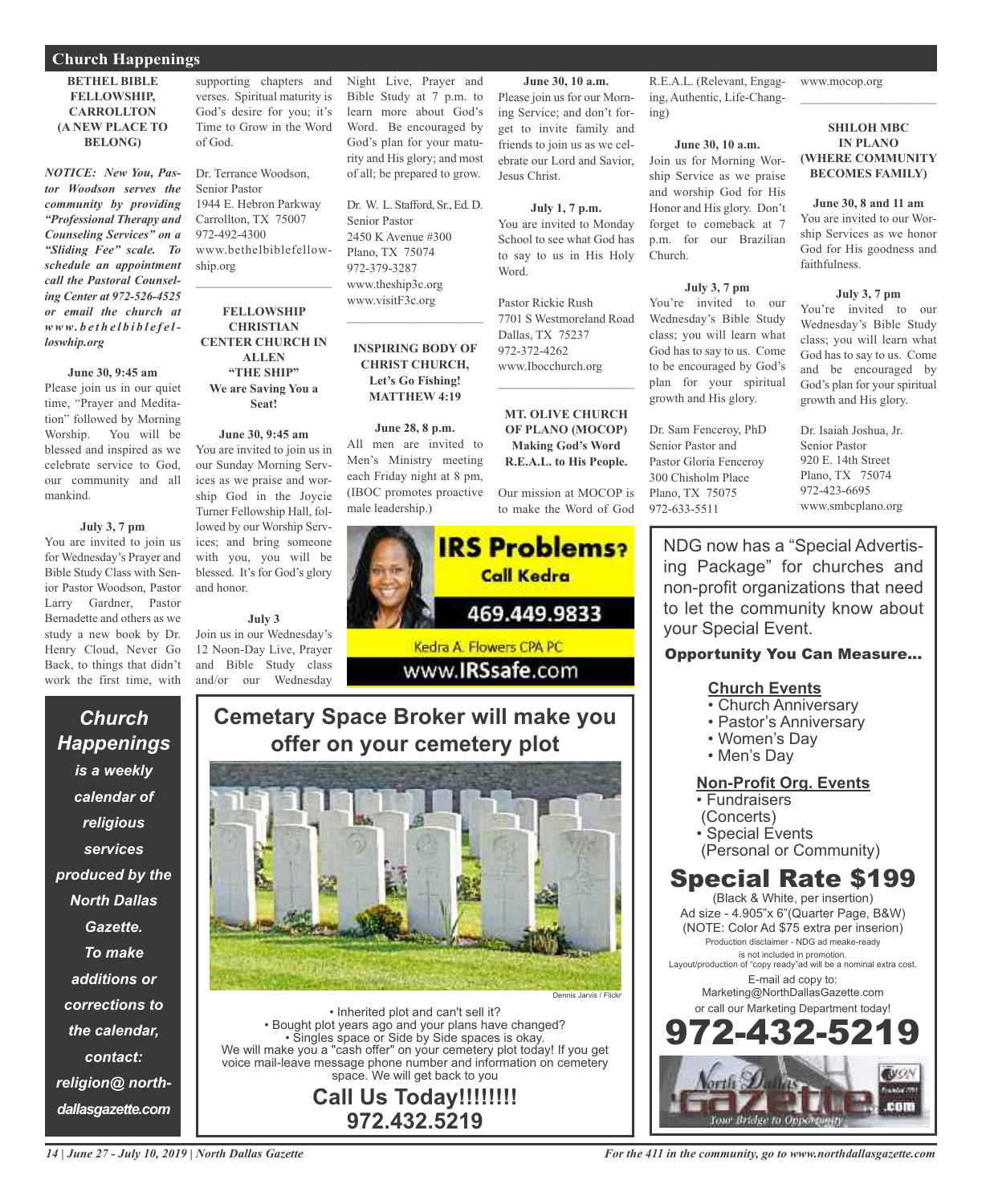## Church Happenings

**BETHEL BIBLE FELLOWSHIP, CARROLLTON (A NEW PLACE TO BELONG)**

***NOTICE: New You, Pastor Woodson serves the community by providing "Professional Therapy and Counseling Services" on a "Sliding Fee" scale. To schedule an appointment call the Pastoral Counseling Center at 972-526-4525 or email the church at www.bethelbiblefelloswhip.org***

**June 30, 9:45 am**
Please join us in our quiet time, "Prayer and Meditation" followed by Morning Worship. You will be blessed and inspired as we celebrate service to God, our community and all mankind.

**July 3, 7 pm**
You are invited to join us for Wednesday's Prayer and Bible Study Class with Senior Pastor Woodson, Pastor Larry Gardner, Pastor Bernadette and others as we study a new book by Dr. Henry Cloud, Never Go Back, to things that didn't work the first time, with supporting chapters and verses. Spiritual maturity is God's desire for you; it's Time to Grow in the Word of God.

Dr. Terrance Woodson,
Senior Pastor
1944 E. Hebron Parkway
Carrollton, TX 75007
972-492-4300
www.bethelbiblefellowship.org

---

**FELLOWSHIP CHRISTIAN CENTER CHURCH IN ALLEN "THE SHIP" We are Saving You a Seat!**

**June 30, 9:45 am**
You are invited to join us in our Sunday Morning Services as we praise and worship God in the Joycie Turner Fellowship Hall, followed by our Worship Services; and bring someone with you, you will be blessed. It's for God's glory and honor.

**July 3**
Join us in our Wednesday's 12 Noon-Day Live, Prayer and Bible Study class and/or our Wednesday Night Live, Prayer and Bible Study at 7 p.m. to learn more about God's Word. Be encouraged by God's plan for your maturity and His glory; and most of all; be prepared to grow.

Dr. W. L. Stafford, Sr., Ed. D.
Senior Pastor
2450 K Avenue #300
Plano, TX 75074
972-379-3287
www.theship3c.org
www.visitF3c.org

---

**INSPIRING BODY OF CHRIST CHURCH, Let's Go Fishing! MATTHEW 4:19**

**June 28, 8 p.m.**
All men are invited to Men's Ministry meeting each Friday night at 8 pm, (IBOC promotes proactive male leadership.)

**June 30, 10 a.m.**
Please join us for our Morning Service; and don't forget to invite family and friends to join us as we celebrate our Lord and Savior, Jesus Christ.

**July 1, 7 p.m.**
You are invited to Monday School to see what God has to say to us in His Holy Word.

Pastor Rickie Rush
7701 S Westmoreland Road
Dallas, TX 75237
972-372-4262
www.Ibocchurch.org

---

**MT. OLIVE CHURCH OF PLANO (MOCOP) Making God's Word R.E.A.L. to His People.**

Our mission at MOCOP is to make the Word of God R.E.A.L. (Relevant, Engaging, Authentic, Life-Changing)

**June 30, 10 a.m.**
Join us for Morning Worship Service as we praise and worship God for His Honor and His glory. Don't forget to comeback at 7 p.m. for our Brazilian Church.

**July 3, 7 pm**
You're invited to our Wednesday's Bible Study class; you will learn what God has to say to us. Come to be encouraged by God's plan for your spiritual growth and His glory.

Dr. Sam Fenceroy, PhD
Senior Pastor and
Pastor Gloria Fenceroy
300 Chisholm Place
Plano, TX 75075
972-633-5511
www.mocop.org

---

**SHILOH MBC IN PLANO (WHERE COMMUNITY BECOMES FAMILY)**

**June 30, 8 and 11 am**
You are invited to our Worship Services as we honor God for His goodness and faithfulness.

**July 3, 7 pm**
You're invited to our Wednesday's Bible Study class; you will learn what God has to say to us. Come and be encouraged by God's plan for your spiritual growth and His glory.

Dr. Isaiah Joshua, Jr.
Senior Pastor
920 E. 14th Street
Plano, TX 75074
972-423-6695
www.smbcplano.org

---

**IRS Problems? Call Kedra**
469.449.9833
Kedra A. Flowers CPA PC
www.IRSsafe.com

---

***Church Happenings is a weekly calendar of religious services produced by the North Dallas Gazette. To make additions or corrections to the calendar, contact: religion@ northdallasgazette.com***

---

## Cemetary Space Broker will make you offer on your cemetery plot

Dennis Jarvis / Flickr

- Inherited plot and can't sell it?
- Bought plot years ago and your plans have changed?
- Singles space or Side by Side spaces is okay.

We will make you a "cash offer" on your cemetery plot today! If you get voice mail-leave message phone number and information on cemetery space. We will get back to you

**Call Us Today!!!!!!!!**
**972.432.5219**

---

NDG now has a "Special Advertising Package" for churches and non-profit organizations that need to let the community know about your Special Event.

**Opportunity You Can Measure...**

**Church Events**
- Church Anniversary
- Pastor's Anniversary
- Women's Day
- Men's Day

**Non-Profit Org. Events**
- Fundraisers (Concerts)
- Special Events (Personal or Community)

**Special Rate $199**
(Black & White, per insertion)
Ad size - 4.905"x 6"(Quarter Page, B&W)
(NOTE: Color Ad $75 extra per inserion)
Production disclaimer - NDG ad meake-ready is not included in promotion.
Layout/production of "copy ready"ad will be a nominal extra cost.
E-mail ad copy to:
Marketing@NorthDallasGazette.com
or call our Marketing Department today!
**972-432-5219**

North Dallas Gazette .com — Your Bridge to Opportunity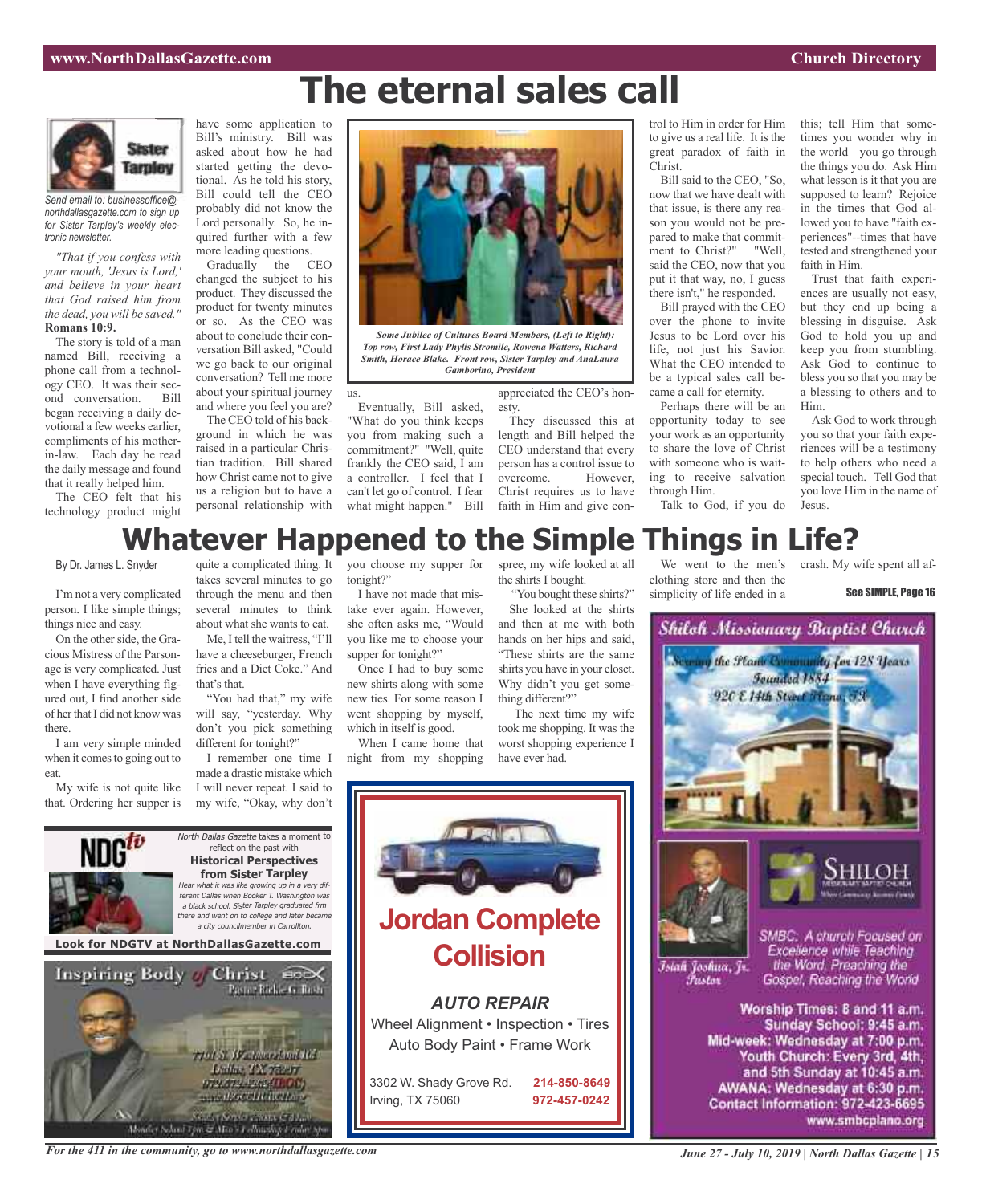# The eternal sales call

Sister Tarpley

*Send email to: businessoffice@northdallasgazette.com to sign up for Sister Tarpley's weekly electronic newsletter.*

*"That if you confess with your mouth, 'Jesus is Lord,' and believe in your heart that God raised him from the dead, you will be saved."* **Romans 10:9.**

The story is told of a man named Bill, receiving a phone call from a technology CEO. It was their second conversation. Bill began receiving a daily devotional a few weeks earlier, compliments of his mother-in-law. Each day he read the daily message and found that it really helped him.

The CEO felt that his technology product might have some application to Bill's ministry. Bill was asked about how he had started getting the devotional. As he told his story, Bill could tell the CEO probably did not know the Lord personally. So, he inquired further with a few more leading questions.

Gradually the CEO changed the subject to his product. They discussed the product for twenty minutes or so. As the CEO was about to conclude their conversation Bill asked, "Could we go back to our original conversation? Tell me more about your spiritual journey and where you feel you are?"

The CEO told of his background in which he was raised in a particular Christian tradition. Bill shared how Christ came not to give us a religion but to have a personal relationship with us.

*Some Jubilee of Cultures Board Members, (Left to Right): Top row, First Lady Phylis Stromile, Rowena Watters, Richard Smith, Horace Blake. Front row, Sister Tarpley and AnaLaura Gamborino, President*

Eventually, Bill asked, "What do you think keeps you from making such a commitment?" "Well, quite frankly the CEO said, I am a controller. I feel that I can't let go of control. I fear what might happen." Bill appreciated the CEO's honesty.

They discussed this at length and Bill helped the CEO understand that every person has a control issue to overcome. However, Christ requires us to have faith in Him and give control to Him in order for Him to give us a real life. It is the great paradox of faith in Christ.

Bill said to the CEO, "So, now that we have dealt with that issue, is there any reason you would not be prepared to make that commitment to Christ?" "Well, said the CEO, now that you put it that way, no, I guess there isn't," he responded.

Bill prayed with the CEO over the phone to invite Jesus to be Lord over his life, not just his Savior. What the CEO intended to be a typical sales call became a call for eternity.

Perhaps there will be an opportunity today to see your work as an opportunity to share the love of Christ with someone who is waiting to receive salvation through Him.

Talk to God, if you do this; tell Him that sometimes you wonder why in the world you go through the things you do. Ask Him what lesson is it that you are supposed to learn? Rejoice in the times that God allowed you to have "faith experiences"--times that have tested and strengthened your faith in Him.

Trust that faith experiences are usually not easy, but they end up being a blessing in disguise. Ask God to hold you up and keep you from stumbling. Ask God to continue to bless you so that you may be a blessing to others and to Him.

Ask God to work through you so that your faith experiences will be a testimony to help others who need a special touch. Tell God that you love Him in the name of Jesus.

# Whatever Happened to the Simple Things in Life?

By Dr. James L. Snyder

I'm not a very complicated person. I like simple things; things nice and easy.

On the other side, the Gracious Mistress of the Parsonage is very complicated. Just when I have everything figured out, I find another side of her that I did not know was there.

I am very simple minded when it comes to going out to eat.

My wife is not quite like that. Ordering her supper is quite a complicated thing. It takes several minutes to go through the menu and then several minutes to think about what she wants to eat.

Me, I tell the waitress, "I'll have a cheeseburger, French fries and a Diet Coke." And that's that.

"You had that," my wife will say, "yesterday. Why don't you pick something different for tonight?"

I remember one time I made a drastic mistake which I will never repeat. I said to my wife, "Okay, why don't you choose my supper for tonight?"

I have not made that mistake ever again. However, she often asks me, "Would you like me to choose your supper for tonight?"

Once I had to buy some new shirts along with some new ties. For some reason I went shopping by myself, which in itself is good.

When I came home that night from my shopping spree, my wife looked at all the shirts I bought.

"You bought these shirts?" She looked at the shirts and then at me with both hands on her hips and said, "These shirts are the same shirts you have in your closet. Why didn't you get something different?"

The next time my wife took me shopping. It was the worst shopping experience I have ever had.

We went to the men's clothing store and then the simplicity of life ended in a crash. My wife spent all af-

See SIMPLE, Page 16

NDG tv

*North Dallas Gazette* takes a moment to reflect on the past with

**Historical Perspectives from Sister Tarpley**

*Hear what it was like growing up in a very different Dallas when Booker T. Washington was a black school. Sister Tarpley graduated frm there and went on to college and later became a city councilmember in Carrollton.*

**Look for NDGTV at NorthDallasGazette.com**

Inspiring Body of Christ
Pastor Rickie G. Rush

# Jordan Complete Collision

***AUTO REPAIR***

Wheel Alignment • Inspection • Tires
Auto Body Paint • Frame Work

3302 W. Shady Grove Rd.
Irving, TX 75060

**214-850-8649**
**972-457-0242**

# Shiloh Missionary Baptist Church

Serving the Plano Community for 128 Years
Founded 1884
920 E 14th Street Plano, TX

Isiah Joshua, Jr.
Pastor

SHILOH

SMBC: A church Focused on Excellence while Teaching the Word, Preaching the Gospel, Reaching the World

**Worship Times: 8 and 11 a.m.**
**Sunday School: 9:45 a.m.**
**Mid-week: Wednesday at 7:00 p.m.**
**Youth Church: Every 3rd, 4th, and 5th Sunday at 10:45 a.m.**
**AWANA: Wednesday at 6:30 p.m.**
**Contact Information: 972-423-6695**
**www.smbcplano.org**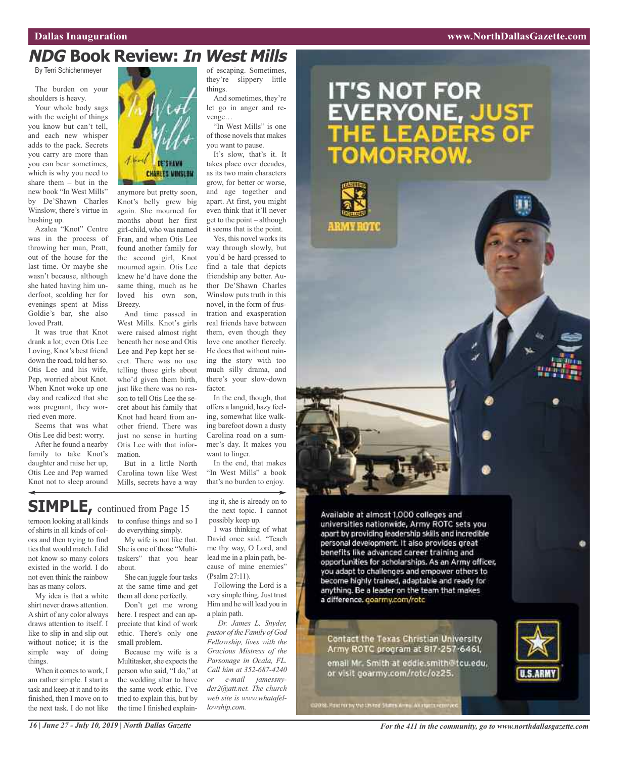# *NDG* Book Review: *In West Mills*

By Terri Schichenmeyer

The burden on your shoulders is heavy.

Your whole body sags with the weight of things you know but can't tell, and each new whisper adds to the pack. Secrets you carry are more than you can bear sometimes, which is why you need to share them – but in the new book "In West Mills" by De'Shawn Charles Winslow, there's virtue in hushing up.

Azalea "Knot" Centre was in the process of throwing her man, Pratt, out of the house for the last time. Or maybe she wasn't because, although she hated having him underfoot, scolding her for evenings spent at Miss Goldie's bar, she also loved Pratt.

It was true that Knot drank a lot; even Otis Lee Loving, Knot's best friend down the road, told her so. Otis Lee and his wife, Pep, worried about Knot. When Knot woke up one day and realized that she was pregnant, they worried even more.

Seems that was what Otis Lee did best: worry.

After he found a nearby family to take Knot's daughter and raise her up, Otis Lee and Pep warned Knot not to sleep around anymore but pretty soon, Knot's belly grew big again. She mourned for months about her first girl-child, who was named Fran, and when Otis Lee found another family for the second girl, Knot mourned again. Otis Lee knew he'd have done the same thing, much as he loved his own son, Breezy.

And time passed in West Mills. Knot's girls were raised almost right beneath her nose and Otis Lee and Pep kept her secret. There was no use telling those girls about who'd given them birth, just like there was no reason to tell Otis Lee the secret about his family that Knot had heard from another friend. There was just no sense in hurting Otis Lee with that information.

But in a little North Carolina town like West Mills, secrets have a way of escaping. Sometimes, they're slippery little things.

And sometimes, they're let go in anger and revenge…

"In West Mills" is one of those novels that makes you want to pause.

It's slow, that's it. It takes place over decades, as its two main characters grow, for better or worse, and age together and apart. At first, you might even think that it'll never get to the point – although it seems that is the point.

Yes, this novel works its way through slowly, but you'd be hard-pressed to find a tale that depicts friendship any better. Author De'Shawn Charles Winslow puts truth in this novel, in the form of frustration and exasperation real friends have between them, even though they love one another fiercely. He does that without ruining the story with too much silly drama, and there's your slow-down factor.

In the end, though, that offers a languid, hazy feeling, somewhat like walking barefoot down a dusty Carolina road on a summer's day. It makes you want to linger.

In the end, that makes "In West Mills" a book that's no burden to enjoy.

## SIMPLE, continued from Page 15

ternoon looking at all kinds of shirts in all kinds of colors and then trying to find ties that would match. I did not know so many colors existed in the world. I do not even think the rainbow has as many colors.

My idea is that a white shirt never draws attention. A shirt of any color always draws attention to itself. I like to slip in and slip out without notice; it is the simple way of doing things.

When it comes to work, I am rather simple. I start a task and keep at it and to its finished, then I move on to the next task. I do not like to confuse things and so I do everything simply.

My wife is not like that. She is one of those "Multitaskers" that you hear about.

She can juggle four tasks at the same time and get them all done perfectly.

Don't get me wrong here. I respect and can appreciate that kind of work ethic. There's only one small problem.

Because my wife is a Multitasker, she expects the person who said, "I do," at the wedding altar to have the same work ethic. I've tried to explain this, but by the time I finished explaining it, she is already on to the next topic. I cannot possibly keep up.

I was thinking of what David once said. "Teach me thy way, O Lord, and lead me in a plain path, because of mine enemies" (Psalm 27:11).

Following the Lord is a very simple thing. Just trust Him and he will lead you in a plain path.

*Dr. James L. Snyder, pastor of the Family of God Fellowship, lives with the Gracious Mistress of the Parsonage in Ocala, FL. Call him at 352-687-4240 or e-mail jamessnyder2@att.net. The church web site is www.whatafellowship.com.*

IT'S NOT FOR EVERYONE, JUST THE LEADERS OF TOMORROW.

ARMY ROTC

Available at almost 1,000 colleges and universities nationwide, Army ROTC sets you apart by providing leadership skills and incredible personal development. It also provides great benefits like advanced career training and opportunities for scholarships. As an Army officer, you adapt to challenges and empower others to become highly trained, adaptable and ready for anything. Be a leader on the team that makes a difference. goarmy.com/rotc

Contact the Texas Christian University Army ROTC program at 817-257-6461, email Mr. Smith at eddie.smith@tcu.edu, or visit goarmy.com/rotc/oz25.

U.S. ARMY

©2018. Paid for by the United States Army. All rights reserved.